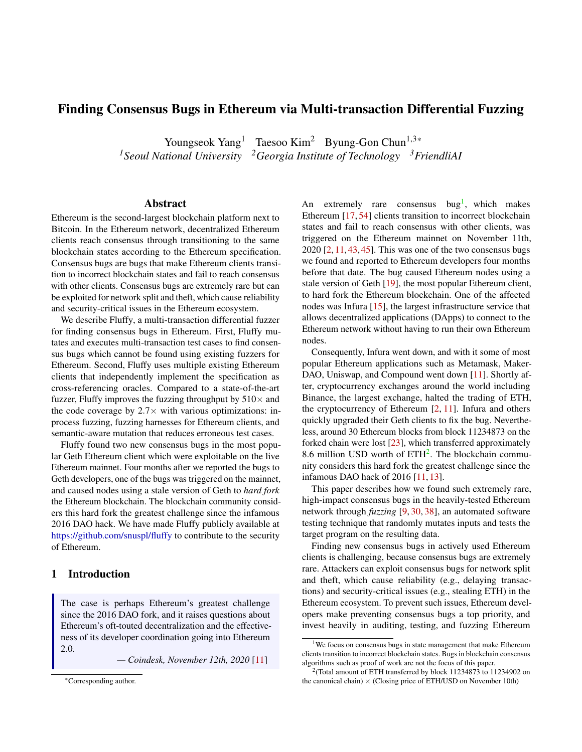// Finding Consensus Bugs in Ethereum via Multi-transaction Differential Fuzzing

Youngseok Yang[1] Taesoo Kim[2] Byung-Gon Chun[1,3*]

*[1]Seoul National University [2]Georgia Institute of Technology [3]FriendliAI*

## Abstract

Ethereum is the second-largest blockchain platform next to Bitcoin. In the Ethereum network, decentralized Ethereum clients reach consensus through transitioning to the same blockchain states according to the Ethereum specification. Consensus bugs are bugs that make Ethereum clients transition to incorrect blockchain states and fail to reach consensus with other clients. Consensus bugs are extremely rare but can be exploited for network split and theft, which cause reliability and security-critical issues in the Ethereum ecosystem.

We describe Fluffy, a multi-transaction differential fuzzer for finding consensus bugs in Ethereum. First, Fluffy mutates and executes multi-transaction test cases to find consensus bugs which cannot be found using existing fuzzers for Ethereum. Second, Fluffy uses multiple existing Ethereum clients that independently implement the specification as cross-referencing oracles. Compared to a state-of-the-art fuzzer, Fluffy improves the fuzzing throughput by 510× and the code coverage by 2.7× with various optimizations: in-process fuzzing, fuzzing harnesses for Ethereum clients, and semantic-aware mutation that reduces erroneous test cases.

Fluffy found two new consensus bugs in the most popular Geth Ethereum client which were exploitable on the live Ethereum mainnet. Four months after we reported the bugs to Geth developers, one of the bugs was triggered on the mainnet, and caused nodes using a stale version of Geth to *hard fork* the Ethereum blockchain. The blockchain community considers this hard fork the greatest challenge since the infamous 2016 DAO hack. We have made Fluffy publicly available at https://github.com/snuspl/fluffy to contribute to the security of Ethereum.

## 1 Introduction

> The case is perhaps Ethereum's greatest challenge since the 2016 DAO fork, and it raises questions about Ethereum's oft-touted decentralization and the effectiveness of its developer coordination going into Ethereum 2.0.
>
> — *Coindesk, November 12th, 2020* [11]

An extremely rare consensus bug[1], which makes Ethereum [17, 54] clients transition to incorrect blockchain states and fail to reach consensus with other clients, was triggered on the Ethereum mainnet on November 11th, 2020 [2, 11, 43, 45]. This was one of the two consensus bugs we found and reported to Ethereum developers four months before that date. The bug caused Ethereum nodes using a stale version of Geth [19], the most popular Ethereum client, to hard fork the Ethereum blockchain. One of the affected nodes was Infura [15], the largest infrastructure service that allows decentralized applications (DApps) to connect to the Ethereum network without having to run their own Ethereum nodes.

Consequently, Infura went down, and with it some of most popular Ethereum applications such as Metamask, MakerDAO, Uniswap, and Compound went down [11]. Shortly after, cryptocurrency exchanges around the world including Binance, the largest exchange, halted the trading of ETH, the cryptocurrency of Ethereum [2, 11]. Infura and others quickly upgraded their Geth clients to fix the bug. Nevertheless, around 30 Ethereum blocks from block 11234873 on the forked chain were lost [23], which transferred approximately 8.6 million USD worth of ETH[2]. The blockchain community considers this hard fork the greatest challenge since the infamous DAO hack of 2016 [11, 13].

This paper describes how we found such extremely rare, high-impact consensus bugs in the heavily-tested Ethereum network through *fuzzing* [9, 30, 38], an automated software testing technique that randomly mutates inputs and tests the target program on the resulting data.

Finding new consensus bugs in actively used Ethereum clients is challenging, because consensus bugs are extremely rare. Attackers can exploit consensus bugs for network split and theft, which cause reliability (e.g., delaying transactions) and security-critical issues (e.g., stealing ETH) in the Ethereum ecosystem. To prevent such issues, Ethereum developers make preventing consensus bugs a top priority, and invest heavily in auditing, testing, and fuzzing Ethereum

---

*Corresponding author.

[1]We focus on consensus bugs in state management that make Ethereum clients transition to incorrect blockchain states. Bugs in blockchain consensus algorithms such as proof of work are not the focus of this paper.

[2](Total amount of ETH transferred by block 11234873 to 11234902 on the canonical chain) × (Closing price of ETH/USD on November 10th)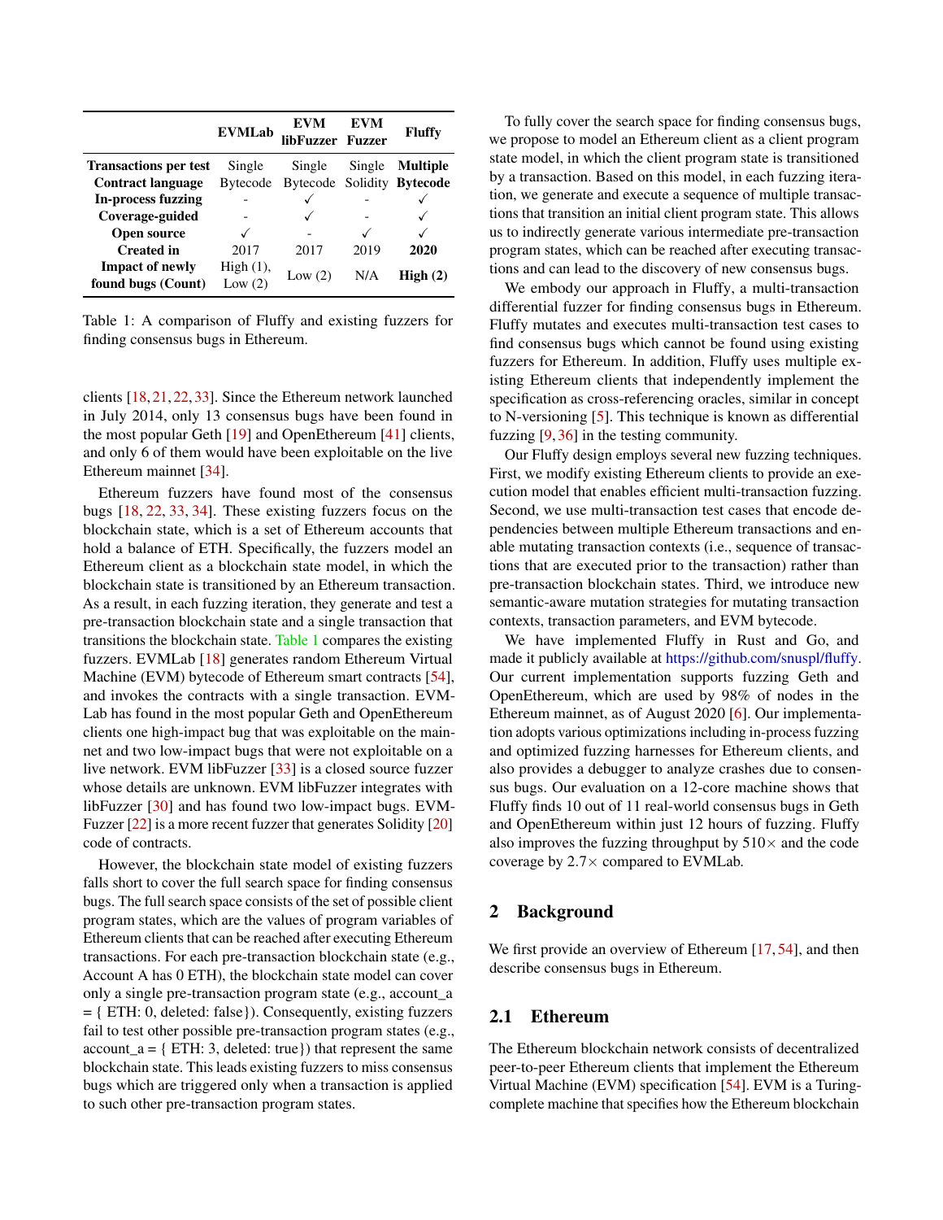| | EVMLab | EVM libFuzzer | EVM Fuzzer | Fluffy |
|---|---|---|---|---|
| **Transactions per test** | Single | Single | Single | **Multiple** |
| **Contract language** | Bytecode | Bytecode | Solidity | **Bytecode** |
| **In-process fuzzing** | - | ✓ | - | ✓ |
| **Coverage-guided** | - | ✓ | - | ✓ |
| **Open source** | ✓ | - | ✓ | ✓ |
| **Created in** | 2017 | 2017 | 2019 | **2020** |
| **Impact of newly found bugs (Count)** | High (1), Low (2) | Low (2) | N/A | **High (2)** |

Table 1: A comparison of Fluffy and existing fuzzers for finding consensus bugs in Ethereum.

clients [18, 21, 22, 33]. Since the Ethereum network launched in July 2014, only 13 consensus bugs have been found in the most popular Geth [19] and OpenEthereum [41] clients, and only 6 of them would have been exploitable on the live Ethereum mainnet [34].

Ethereum fuzzers have found most of the consensus bugs [18, 22, 33, 34]. These existing fuzzers focus on the blockchain state, which is a set of Ethereum accounts that hold a balance of ETH. Specifically, the fuzzers model an Ethereum client as a blockchain state model, in which the blockchain state is transitioned by an Ethereum transaction. As a result, in each fuzzing iteration, they generate and test a pre-transaction blockchain state and a single transaction that transitions the blockchain state. Table 1 compares the existing fuzzers. EVMLab [18] generates random Ethereum Virtual Machine (EVM) bytecode of Ethereum smart contracts [54], and invokes the contracts with a single transaction. EVMLab has found in the most popular Geth and OpenEthereum clients one high-impact bug that was exploitable on the mainnet and two low-impact bugs that were not exploitable on a live network. EVM libFuzzer [33] is a closed source fuzzer whose details are unknown. EVM libFuzzer integrates with libFuzzer [30] and has found two low-impact bugs. EVMFuzzer [22] is a more recent fuzzer that generates Solidity [20] code of contracts.

However, the blockchain state model of existing fuzzers falls short to cover the full search space for finding consensus bugs. The full search space consists of the set of possible client program states, which are the values of program variables of Ethereum clients that can be reached after executing Ethereum transactions. For each pre-transaction blockchain state (e.g., Account A has 0 ETH), the blockchain state model can cover only a single pre-transaction program state (e.g., account_a = { ETH: 0, deleted: false}). Consequently, existing fuzzers fail to test other possible pre-transaction program states (e.g., account_a = { ETH: 3, deleted: true}) that represent the same blockchain state. This leads existing fuzzers to miss consensus bugs which are triggered only when a transaction is applied to such other pre-transaction program states.

To fully cover the search space for finding consensus bugs, we propose to model an Ethereum client as a client program state model, in which the client program state is transitioned by a transaction. Based on this model, in each fuzzing iteration, we generate and execute a sequence of multiple transactions that transition an initial client program state. This allows us to indirectly generate various intermediate pre-transaction program states, which can be reached after executing transactions and can lead to the discovery of new consensus bugs.

We embody our approach in Fluffy, a multi-transaction differential fuzzer for finding consensus bugs in Ethereum. Fluffy mutates and executes multi-transaction test cases to find consensus bugs which cannot be found using existing fuzzers for Ethereum. In addition, Fluffy uses multiple existing Ethereum clients that independently implement the specification as cross-referencing oracles, similar in concept to N-versioning [5]. This technique is known as differential fuzzing [9, 36] in the testing community.

Our Fluffy design employs several new fuzzing techniques. First, we modify existing Ethereum clients to provide an execution model that enables efficient multi-transaction fuzzing. Second, we use multi-transaction test cases that encode dependencies between multiple Ethereum transactions and enable mutating transaction contexts (i.e., sequence of transactions that are executed prior to the transaction) rather than pre-transaction blockchain states. Third, we introduce new semantic-aware mutation strategies for mutating transaction contexts, transaction parameters, and EVM bytecode.

We have implemented Fluffy in Rust and Go, and made it publicly available at https://github.com/snuspl/fluffy. Our current implementation supports fuzzing Geth and OpenEthereum, which are used by 98% of nodes in the Ethereum mainnet, as of August 2020 [6]. Our implementation adopts various optimizations including in-process fuzzing and optimized fuzzing harnesses for Ethereum clients, and also provides a debugger to analyze crashes due to consensus bugs. Our evaluation on a 12-core machine shows that Fluffy finds 10 out of 11 real-world consensus bugs in Geth and OpenEthereum within just 12 hours of fuzzing. Fluffy also improves the fuzzing throughput by 510× and the code coverage by 2.7× compared to EVMLab.

## 2 Background

We first provide an overview of Ethereum [17, 54], and then describe consensus bugs in Ethereum.

### 2.1 Ethereum

The Ethereum blockchain network consists of decentralized peer-to-peer Ethereum clients that implement the Ethereum Virtual Machine (EVM) specification [54]. EVM is a Turing-complete machine that specifies how the Ethereum blockchain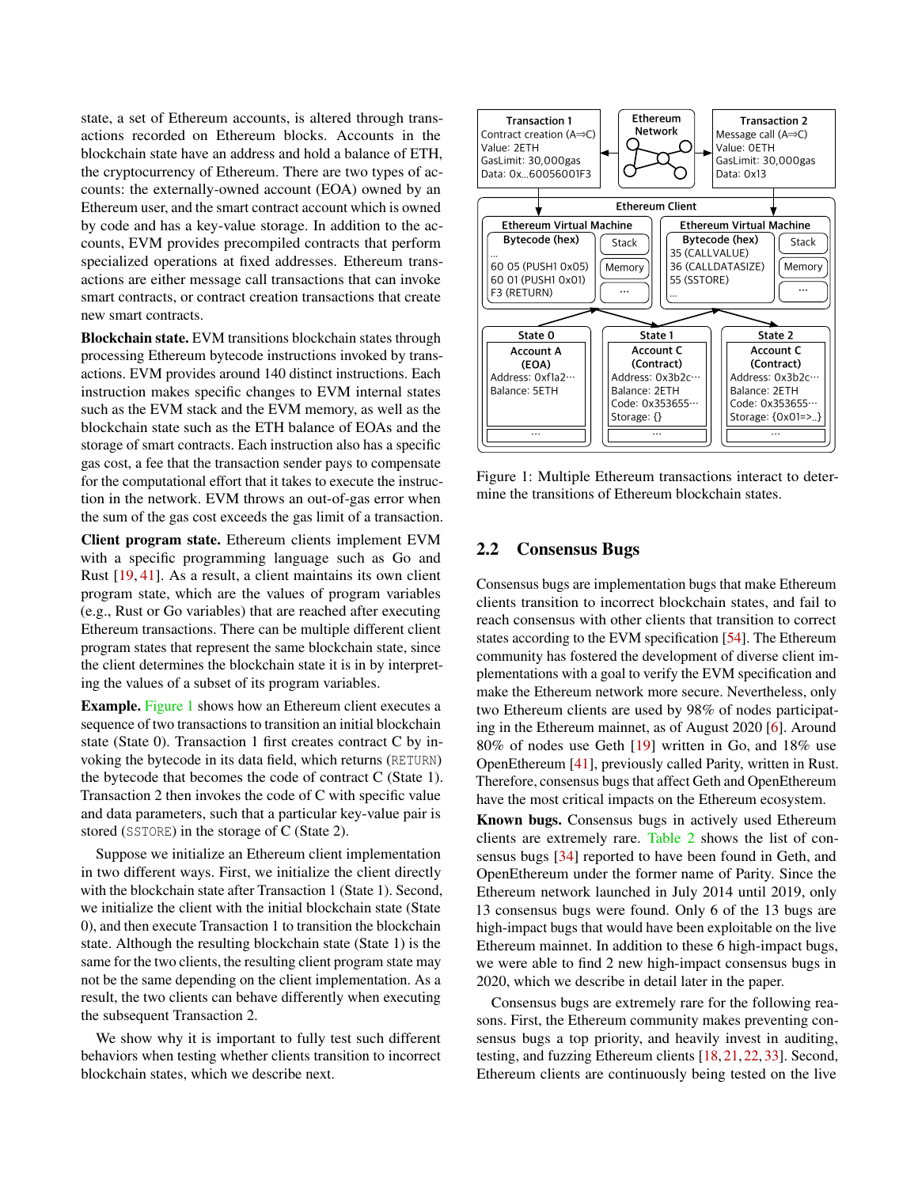state, a set of Ethereum accounts, is altered through transactions recorded on Ethereum blocks. Accounts in the blockchain state have an address and hold a balance of ETH, the cryptocurrency of Ethereum. There are two types of accounts: the externally-owned account (EOA) owned by an Ethereum user, and the smart contract account which is owned by code and has a key-value storage. In addition to the accounts, EVM provides precompiled contracts that perform specialized operations at fixed addresses. Ethereum transactions are either message call transactions that can invoke smart contracts, or contract creation transactions that create new smart contracts.

**Blockchain state.** EVM transitions blockchain states through processing Ethereum bytecode instructions invoked by transactions. EVM provides around 140 distinct instructions. Each instruction makes specific changes to EVM internal states such as the EVM stack and the EVM memory, as well as the blockchain state such as the ETH balance of EOAs and the storage of smart contracts. Each instruction also has a specific gas cost, a fee that the transaction sender pays to compensate for the computational effort that it takes to execute the instruction in the network. EVM throws an out-of-gas error when the sum of the gas cost exceeds the gas limit of a transaction.

**Client program state.** Ethereum clients implement EVM with a specific programming language such as Go and Rust [19, 41]. As a result, a client maintains its own client program state, which are the values of program variables (e.g., Rust or Go variables) that are reached after executing Ethereum transactions. There can be multiple different client program states that represent the same blockchain state, since the client determines the blockchain state it is in by interpreting the values of a subset of its program variables.

**Example.** Figure 1 shows how an Ethereum client executes a sequence of two transactions to transition an initial blockchain state (State 0). Transaction 1 first creates contract C by invoking the bytecode in its data field, which returns (`RETURN`) the bytecode that becomes the code of contract C (State 1). Transaction 2 then invokes the code of C with specific value and data parameters, such that a particular key-value pair is stored (`SSTORE`) in the storage of C (State 2).

Suppose we initialize an Ethereum client implementation in two different ways. First, we initialize the client directly with the blockchain state after Transaction 1 (State 1). Second, we initialize the client with the initial blockchain state (State 0), and then execute Transaction 1 to transition the blockchain state. Although the resulting blockchain state (State 1) is the same for the two clients, the resulting client program state may not be the same depending on the client implementation. As a result, the two clients can behave differently when executing the subsequent Transaction 2.

We show why it is important to fully test such different behaviors when testing whether clients transition to incorrect blockchain states, which we describe next.

| Transaction 1 | Ethereum Network | Transaction 2 |
|---|---|---|
| Contract creation (A⇒C)<br>Value: 2ETH<br>GasLimit: 30,000gas<br>Data: 0x...60056001F3 | | Message call (A⇒C)<br>Value: 0ETH<br>GasLimit: 30,000gas<br>Data: 0x13 |

**Ethereum Client**

| Ethereum Virtual Machine: Bytecode (hex) | Ethereum Virtual Machine: Bytecode (hex) |
|---|---|
| ...<br>60 05 (PUSH1 0x05)<br>60 01 (PUSH1 0x01)<br>F3 (RETURN) | 35 (CALLVALUE)<br>36 (CALLDATASIZE)<br>55 (SSTORE)<br>... |
| Stack, Memory, ... | Stack, Memory, ... |

| State 0 | State 1 | State 2 |
|---|---|---|
| Account A (EOA)<br>Address: 0xf1a2...<br>Balance: 5ETH | Account C (Contract)<br>Address: 0x3b2c...<br>Balance: 2ETH<br>Code: 0x353655...<br>Storage: {} | Account C (Contract)<br>Address: 0x3b2c...<br>Balance: 2ETH<br>Code: 0x353655...<br>Storage: {0x01=>..} |
| ... | ... | ... |

Figure 1: Multiple Ethereum transactions interact to determine the transitions of Ethereum blockchain states.

## 2.2 Consensus Bugs

Consensus bugs are implementation bugs that make Ethereum clients transition to incorrect blockchain states, and fail to reach consensus with other clients that transition to correct states according to the EVM specification [54]. The Ethereum community has fostered the development of diverse client implementations with a goal to verify the EVM specification and make the Ethereum network more secure. Nevertheless, only two Ethereum clients are used by 98% of nodes participating in the Ethereum mainnet, as of August 2020 [6]. Around 80% of nodes use Geth [19] written in Go, and 18% use OpenEthereum [41], previously called Parity, written in Rust. Therefore, consensus bugs that affect Geth and OpenEthereum have the most critical impacts on the Ethereum ecosystem.

**Known bugs.** Consensus bugs in actively used Ethereum clients are extremely rare. Table 2 shows the list of consensus bugs [34] reported to have been found in Geth, and OpenEthereum under the former name of Parity. Since the Ethereum network launched in July 2014 until 2020, only 13 consensus bugs were found. Only 6 of the 13 bugs are high-impact bugs that would have been exploitable on the live Ethereum mainnet. In addition to these 6 high-impact bugs, we were able to find 2 new high-impact consensus bugs in 2020, which we describe in detail later in the paper.

Consensus bugs are extremely rare for the following reasons. First, the Ethereum community makes preventing consensus bugs a top priority, and heavily invest in auditing, testing, and fuzzing Ethereum clients [18, 21, 22, 33]. Second, Ethereum clients are continuously being tested on the live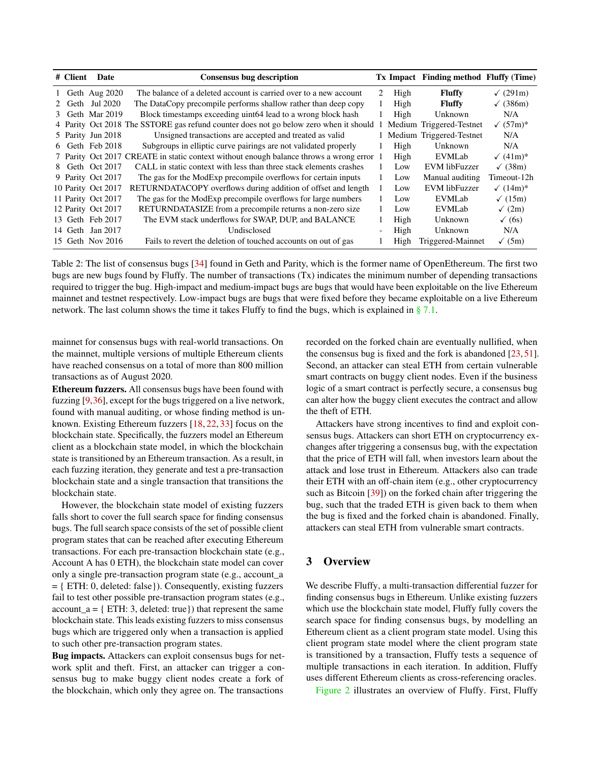| # | Client | Date | Consensus bug description | Tx | Impact | Finding method | Fluffy (Time) |
|---|---|---|---|---|---|---|---|
| 1 | Geth | Aug 2020 | The balance of a deleted account is carried over to a new account | 2 | High | **Fluffy** | ✓ (291m) |
| 2 | Geth | Jul 2020 | The DataCopy precompile performs shallow rather than deep copy | 1 | High | **Fluffy** | ✓ (386m) |
| 3 | Geth | Mar 2019 | Block timestamps exceeding uint64 lead to a wrong block hash | 1 | High | Unknown | N/A |
| 4 | Parity | Oct 2018 | The SSTORE gas refund counter does not go below zero when it should | 1 | Medium | Triggered-Testnet | ✓ (57m)* |
| 5 | Parity | Jun 2018 | Unsigned transactions are accepted and treated as valid | 1 | Medium | Triggered-Testnet | N/A |
| 6 | Geth | Feb 2018 | Subgroups in elliptic curve pairings are not validated properly | 1 | High | Unknown | N/A |
| 7 | Parity | Oct 2017 | CREATE in static context without enough balance throws a wrong error | 1 | High | EVMLab | ✓ (41m)* |
| 8 | Geth | Oct 2017 | CALL in static context with less than three stack elements crashes | 1 | Low | EVM libFuzzer | ✓ (38m) |
| 9 | Parity | Oct 2017 | The gas for the ModExp precompile overflows for certain inputs | 1 | Low | Manual auditing | Timeout-12h |
| 10 | Parity | Oct 2017 | RETURNDATACOPY overflows during addition of offset and length | 1 | Low | EVM libFuzzer | ✓ (14m)* |
| 11 | Parity | Oct 2017 | The gas for the ModExp precompile overflows for large numbers | 1 | Low | EVMLab | ✓ (15m) |
| 12 | Parity | Oct 2017 | RETURNDATASIZE from a precompile returns a non-zero size | 1 | Low | EVMLab | ✓ (2m) |
| 13 | Geth | Feb 2017 | The EVM stack underflows for SWAP, DUP, and BALANCE | 1 | High | Unknown | ✓ (6s) |
| 14 | Geth | Jan 2017 | Undisclosed | - | High | Unknown | N/A |
| 15 | Geth | Nov 2016 | Fails to revert the deletion of touched accounts on out of gas | 1 | High | Triggered-Mainnet | ✓ (5m) |

Table 2: The list of consensus bugs [34] found in Geth and Parity, which is the former name of OpenEthereum. The first two bugs are new bugs found by Fluffy. The number of transactions (Tx) indicates the minimum number of depending transactions required to trigger the bug. High-impact and medium-impact bugs are bugs that would have been exploitable on the live Ethereum mainnet and testnet respectively. Low-impact bugs are bugs that were fixed before they became exploitable on a live Ethereum network. The last column shows the time it takes Fluffy to find the bugs, which is explained in § 7.1.

mainnet for consensus bugs with real-world transactions. On the mainnet, multiple versions of multiple Ethereum clients have reached consensus on a total of more than 800 million transactions as of August 2020.

**Ethereum fuzzers.** All consensus bugs have been found with fuzzing [9,36], except for the bugs triggered on a live network, found with manual auditing, or whose finding method is unknown. Existing Ethereum fuzzers [18,22,33] focus on the blockchain state. Specifically, the fuzzers model an Ethereum client as a blockchain state model, in which the blockchain state is transitioned by an Ethereum transaction. As a result, in each fuzzing iteration, they generate and test a pre-transaction blockchain state and a single transaction that transitions the blockchain state.

However, the blockchain state model of existing fuzzers falls short to cover the full search space for finding consensus bugs. The full search space consists of the set of possible client program states that can be reached after executing Ethereum transactions. For each pre-transaction blockchain state (e.g., Account A has 0 ETH), the blockchain state model can cover only a single pre-transaction program state (e.g., account_a = { ETH: 0, deleted: false}). Consequently, existing fuzzers fail to test other possible pre-transaction program states (e.g., account_a = { ETH: 3, deleted: true}) that represent the same blockchain state. This leads existing fuzzers to miss consensus bugs which are triggered only when a transaction is applied to such other pre-transaction program states.

**Bug impacts.** Attackers can exploit consensus bugs for network split and theft. First, an attacker can trigger a consensus bug to make buggy client nodes create a fork of the blockchain, which only they agree on. The transactions recorded on the forked chain are eventually nullified, when the consensus bug is fixed and the fork is abandoned [23,51]. Second, an attacker can steal ETH from certain vulnerable smart contracts on buggy client nodes. Even if the business logic of a smart contract is perfectly secure, a consensus bug can alter how the buggy client executes the contract and allow the theft of ETH.

Attackers have strong incentives to find and exploit consensus bugs. Attackers can short ETH on cryptocurrency exchanges after triggering a consensus bug, with the expectation that the price of ETH will fall, when investors learn about the attack and lose trust in Ethereum. Attackers also can trade their ETH with an off-chain item (e.g., other cryptocurrency such as Bitcoin [39]) on the forked chain after triggering the bug, such that the traded ETH is given back to them when the bug is fixed and the forked chain is abandoned. Finally, attackers can steal ETH from vulnerable smart contracts.

## 3 Overview

We describe Fluffy, a multi-transaction differential fuzzer for finding consensus bugs in Ethereum. Unlike existing fuzzers which use the blockchain state model, Fluffy fully covers the search space for finding consensus bugs, by modelling an Ethereum client as a client program state model. Using this client program state model where the client program state is transitioned by a transaction, Fluffy tests a sequence of multiple transactions in each iteration. In addition, Fluffy uses different Ethereum clients as cross-referencing oracles.

Figure 2 illustrates an overview of Fluffy. First, Fluffy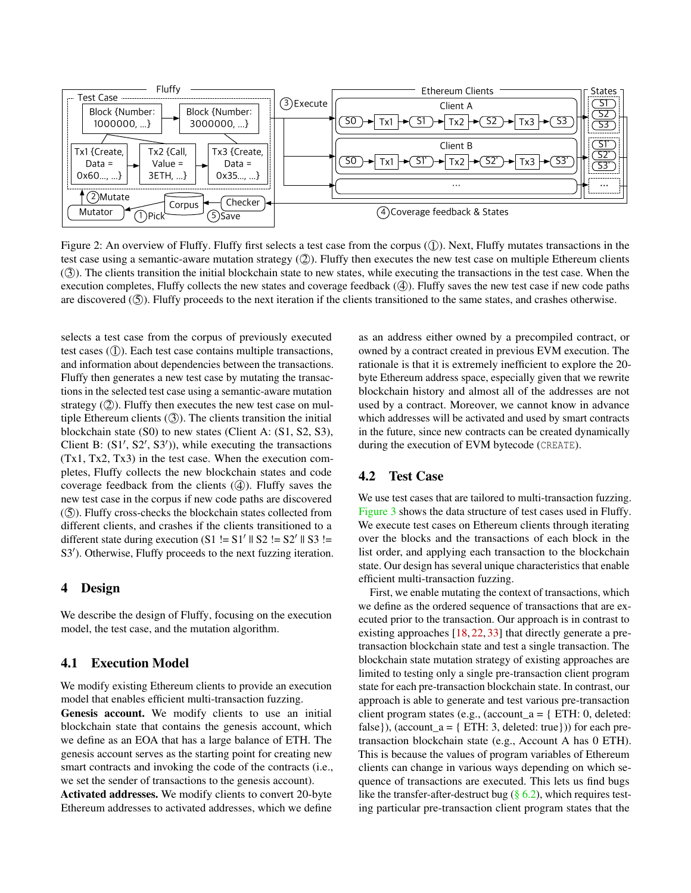Figure 2: An overview of Fluffy. Fluffy first selects a test case from the corpus (①). Next, Fluffy mutates transactions in the test case using a semantic-aware mutation strategy (②). Fluffy then executes the new test case on multiple Ethereum clients (③). The clients transition the initial blockchain state to new states, while executing the transactions in the test case. When the execution completes, Fluffy collects the new states and coverage feedback (④). Fluffy saves the new test case if new code paths are discovered (⑤). Fluffy proceeds to the next iteration if the clients transitioned to the same states, and crashes otherwise.

selects a test case from the corpus of previously executed test cases (①). Each test case contains multiple transactions, and information about dependencies between the transactions. Fluffy then generates a new test case by mutating the transactions in the selected test case using a semantic-aware mutation strategy (②). Fluffy then executes the new test case on multiple Ethereum clients (③). The clients transition the initial blockchain state (S0) to new states (Client A: (S1, S2, S3), Client B: (S1′, S2′, S3′)), while executing the transactions (Tx1, Tx2, Tx3) in the test case. When the execution completes, Fluffy collects the new blockchain states and code coverage feedback from the clients (④). Fluffy saves the new test case in the corpus if new code paths are discovered (⑤). Fluffy cross-checks the blockchain states collected from different clients, and crashes if the clients transitioned to a different state during execution (S1 != S1′ || S2 != S2′ || S3 != S3′). Otherwise, Fluffy proceeds to the next fuzzing iteration.

# 4 Design

We describe the design of Fluffy, focusing on the execution model, the test case, and the mutation algorithm.

## 4.1 Execution Model

We modify existing Ethereum clients to provide an execution model that enables efficient multi-transaction fuzzing.

**Genesis account.** We modify clients to use an initial blockchain state that contains the genesis account, which we define as an EOA that has a large balance of ETH. The genesis account serves as the starting point for creating new smart contracts and invoking the code of the contracts (i.e., we set the sender of transactions to the genesis account).

**Activated addresses.** We modify clients to convert 20-byte Ethereum addresses to activated addresses, which we define as an address either owned by a precompiled contract, or owned by a contract created in previous EVM execution. The rationale is that it is extremely inefficient to explore the 20-byte Ethereum address space, especially given that we rewrite blockchain history and almost all of the addresses are not used by a contract. Moreover, we cannot know in advance which addresses will be activated and used by smart contracts in the future, since new contracts can be created dynamically during the execution of EVM bytecode (`CREATE`).

## 4.2 Test Case

We use test cases that are tailored to multi-transaction fuzzing. Figure 3 shows the data structure of test cases used in Fluffy. We execute test cases on Ethereum clients through iterating over the blocks and the transactions of each block in the list order, and applying each transaction to the blockchain state. Our design has several unique characteristics that enable efficient multi-transaction fuzzing.

First, we enable mutating the context of transactions, which we define as the ordered sequence of transactions that are executed prior to the transaction. Our approach is in contrast to existing approaches [18, 22, 33] that directly generate a pre-transaction blockchain state and test a single transaction. The blockchain state mutation strategy of existing approaches are limited to testing only a single pre-transaction client program state for each pre-transaction blockchain state. In contrast, our approach is able to generate and test various pre-transaction client program states (e.g., (account_a = { ETH: 0, deleted: false}), (account_a = { ETH: 3, deleted: true})) for each pre-transaction blockchain state (e.g., Account A has 0 ETH). This is because the values of program variables of Ethereum clients can change in various ways depending on which sequence of transactions are executed. This lets us find bugs like the transfer-after-destruct bug (§ 6.2), which requires testing particular pre-transaction client program states that the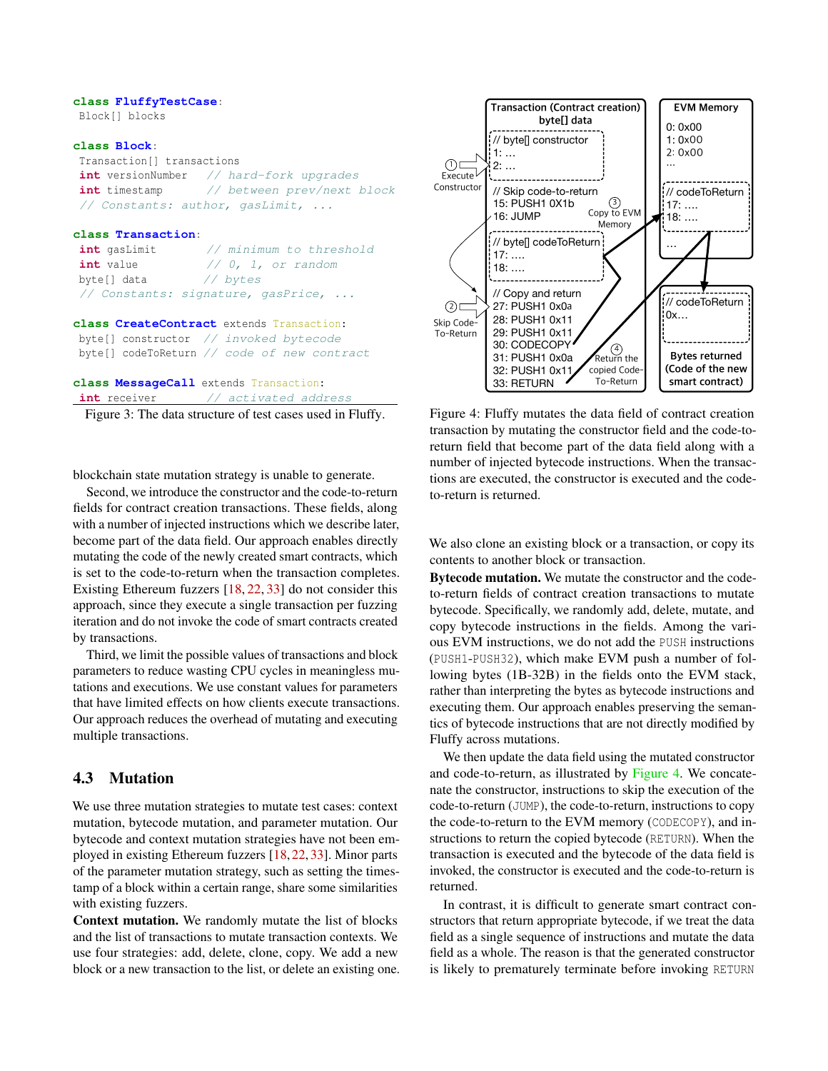```
class FluffyTestCase:
  Block[] blocks

class Block:
  Transaction[] transactions
  int versionNumber   // hard-fork upgrades
  int timestamp       // between prev/next block
  // Constants: author, gasLimit, ...

class Transaction:
  int gasLimit        // minimum to threshold
  int value           // 0, 1, or random
  byte[] data         // bytes
  // Constants: signature, gasPrice, ...

class CreateContract extends Transaction:
  byte[] constructor  // invoked bytecode
  byte[] codeToReturn // code of new contract

class MessageCall extends Transaction:
  int receiver        // activated address
```

Figure 3: The data structure of test cases used in Fluffy.

```
Transaction (Contract creation)          EVM Memory
byte[] data                              0: 0x00
  // byte[] constructor                  1: 0x00
  1: ...                                 2: 0x00
  2: ...                                 ...
  // Skip code-to-return                 // codeToReturn
  15: PUSH1 0X1b                         17: ....
  16: JUMP                               18: ....
  // byte[] codeToReturn                 ...
  17: ....
  18: ....                               // codeToReturn
  // Copy and return                     0x...
  27: PUSH1 0x0a                         Bytes returned
  28: PUSH1 0x11                         (Code of the new
  29: PUSH1 0x11                         smart contract)
  30: CODECOPY
  31: PUSH1 0x0a
  32: PUSH1 0x11
  33: RETURN

(1) Execute Constructor  (2) Skip Code-To-Return
(3) Copy to EVM Memory   (4) Return the copied Code-To-Return
```

Figure 4: Fluffy mutates the data field of contract creation transaction by mutating the constructor field and the code-to-return field that become part of the data field along with a number of injected bytecode instructions. When the transactions are executed, the constructor is executed and the code-to-return is returned.

blockchain state mutation strategy is unable to generate.

Second, we introduce the constructor and the code-to-return fields for contract creation transactions. These fields, along with a number of injected instructions which we describe later, become part of the data field. Our approach enables directly mutating the code of the newly created smart contracts, which is set to the code-to-return when the transaction completes. Existing Ethereum fuzzers [18, 22, 33] do not consider this approach, since they execute a single transaction per fuzzing iteration and do not invoke the code of smart contracts created by transactions.

Third, we limit the possible values of transactions and block parameters to reduce wasting CPU cycles in meaningless mutations and executions. We use constant values for parameters that have limited effects on how clients execute transactions. Our approach reduces the overhead of mutating and executing multiple transactions.

## 4.3 Mutation

We use three mutation strategies to mutate test cases: context mutation, bytecode mutation, and parameter mutation. Our bytecode and context mutation strategies have not been employed in existing Ethereum fuzzers [18, 22, 33]. Minor parts of the parameter mutation strategy, such as setting the timestamp of a block within a certain range, share some similarities with existing fuzzers.

**Context mutation.** We randomly mutate the list of blocks and the list of transactions to mutate transaction contexts. We use four strategies: add, delete, clone, copy. We add a new block or a new transaction to the list, or delete an existing one. We also clone an existing block or a transaction, or copy its contents to another block or transaction.

**Bytecode mutation.** We mutate the constructor and the code-to-return fields of contract creation transactions to mutate bytecode. Specifically, we randomly add, delete, mutate, and copy bytecode instructions in the fields. Among the various EVM instructions, we do not add the PUSH instructions (PUSH1-PUSH32), which make EVM push a number of following bytes (1B-32B) in the fields onto the EVM stack, rather than interpreting the bytes as bytecode instructions and executing them. Our approach enables preserving the semantics of bytecode instructions that are not directly modified by Fluffy across mutations.

We then update the data field using the mutated constructor and code-to-return, as illustrated by Figure 4. We concatenate the constructor, instructions to skip the execution of the code-to-return (JUMP), the code-to-return, instructions to copy the code-to-return to the EVM memory (CODECOPY), and instructions to return the copied bytecode (RETURN). When the transaction is executed and the bytecode of the data field is invoked, the constructor is executed and the code-to-return is returned.

In contrast, it is difficult to generate smart contract constructors that return appropriate bytecode, if we treat the data field as a single sequence of instructions and mutate the data field as a whole. The reason is that the generated constructor is likely to prematurely terminate before invoking RETURN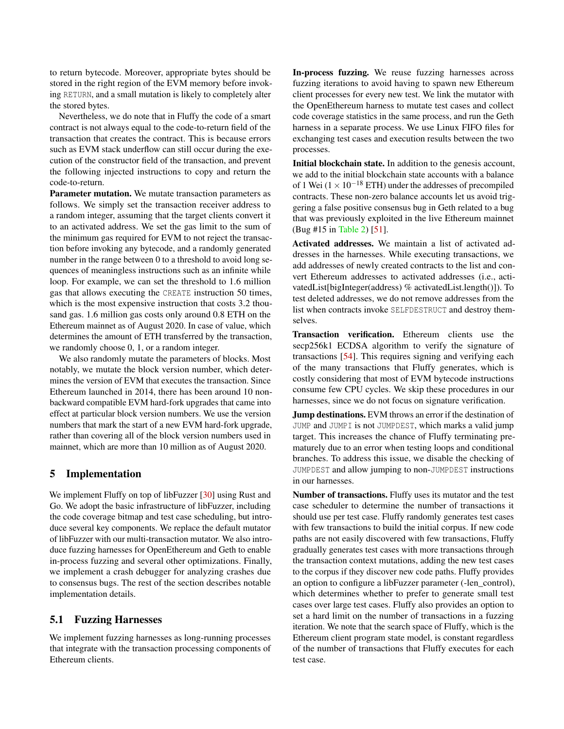to return bytecode. Moreover, appropriate bytes should be stored in the right region of the EVM memory before invoking RETURN, and a small mutation is likely to completely alter the stored bytes.

Nevertheless, we do note that in Fluffy the code of a smart contract is not always equal to the code-to-return field of the transaction that creates the contract. This is because errors such as EVM stack underflow can still occur during the execution of the constructor field of the transaction, and prevent the following injected instructions to copy and return the code-to-return.

**Parameter mutation.** We mutate transaction parameters as follows. We simply set the transaction receiver address to a random integer, assuming that the target clients convert it to an activated address. We set the gas limit to the sum of the minimum gas required for EVM to not reject the transaction before invoking any bytecode, and a randomly generated number in the range between 0 to a threshold to avoid long sequences of meaningless instructions such as an infinite while loop. For example, we can set the threshold to 1.6 million gas that allows executing the CREATE instruction 50 times, which is the most expensive instruction that costs 3.2 thousand gas. 1.6 million gas costs only around 0.8 ETH on the Ethereum mainnet as of August 2020. In case of value, which determines the amount of ETH transferred by the transaction, we randomly choose 0, 1, or a random integer.

We also randomly mutate the parameters of blocks. Most notably, we mutate the block version number, which determines the version of EVM that executes the transaction. Since Ethereum launched in 2014, there has been around 10 non-backward compatible EVM hard-fork upgrades that came into effect at particular block version numbers. We use the version numbers that mark the start of a new EVM hard-fork upgrade, rather than covering all of the block version numbers used in mainnet, which are more than 10 million as of August 2020.

## 5 Implementation

We implement Fluffy on top of libFuzzer [30] using Rust and Go. We adopt the basic infrastructure of libFuzzer, including the code coverage bitmap and test case scheduling, but introduce several key components. We replace the default mutator of libFuzzer with our multi-transaction mutator. We also introduce fuzzing harnesses for OpenEthereum and Geth to enable in-process fuzzing and several other optimizations. Finally, we implement a crash debugger for analyzing crashes due to consensus bugs. The rest of the section describes notable implementation details.

### 5.1 Fuzzing Harnesses

We implement fuzzing harnesses as long-running processes that integrate with the transaction processing components of Ethereum clients.

**In-process fuzzing.** We reuse fuzzing harnesses across fuzzing iterations to avoid having to spawn new Ethereum client processes for every new test. We link the mutator with the OpenEthereum harness to mutate test cases and collect code coverage statistics in the same process, and run the Geth harness in a separate process. We use Linux FIFO files for exchanging test cases and execution results between the two processes.

**Initial blockchain state.** In addition to the genesis account, we add to the initial blockchain state accounts with a balance of 1 Wei ($1 \times 10^{-18}$ ETH) under the addresses of precompiled contracts. These non-zero balance accounts let us avoid triggering a false positive consensus bug in Geth related to a bug that was previously exploited in the live Ethereum mainnet (Bug #15 in Table 2) [51].

**Activated addresses.** We maintain a list of activated addresses in the harnesses. While executing transactions, we add addresses of newly created contracts to the list and convert Ethereum addresses to activated addresses (i.e., activatedList[bigInteger(address) % activatedList.length()]). To test deleted addresses, we do not remove addresses from the list when contracts invoke SELFDESTRUCT and destroy themselves.

**Transaction verification.** Ethereum clients use the secp256k1 ECDSA algorithm to verify the signature of transactions [54]. This requires signing and verifying each of the many transactions that Fluffy generates, which is costly considering that most of EVM bytecode instructions consume few CPU cycles. We skip these procedures in our harnesses, since we do not focus on signature verification.

**Jump destinations.** EVM throws an error if the destination of JUMP and JUMPI is not JUMPDEST, which marks a valid jump target. This increases the chance of Fluffy terminating prematurely due to an error when testing loops and conditional branches. To address this issue, we disable the checking of JUMPDEST and allow jumping to non-JUMPDEST instructions in our harnesses.

**Number of transactions.** Fluffy uses its mutator and the test case scheduler to determine the number of transactions it should use per test case. Fluffy randomly generates test cases with few transactions to build the initial corpus. If new code paths are not easily discovered with few transactions, Fluffy gradually generates test cases with more transactions through the transaction context mutations, adding the new test cases to the corpus if they discover new code paths. Fluffy provides an option to configure a libFuzzer parameter (-len_control), which determines whether to prefer to generate small test cases over large test cases. Fluffy also provides an option to set a hard limit on the number of transactions in a fuzzing iteration. We note that the search space of Fluffy, which is the Ethereum client program state model, is constant regardless of the number of transactions that Fluffy executes for each test case.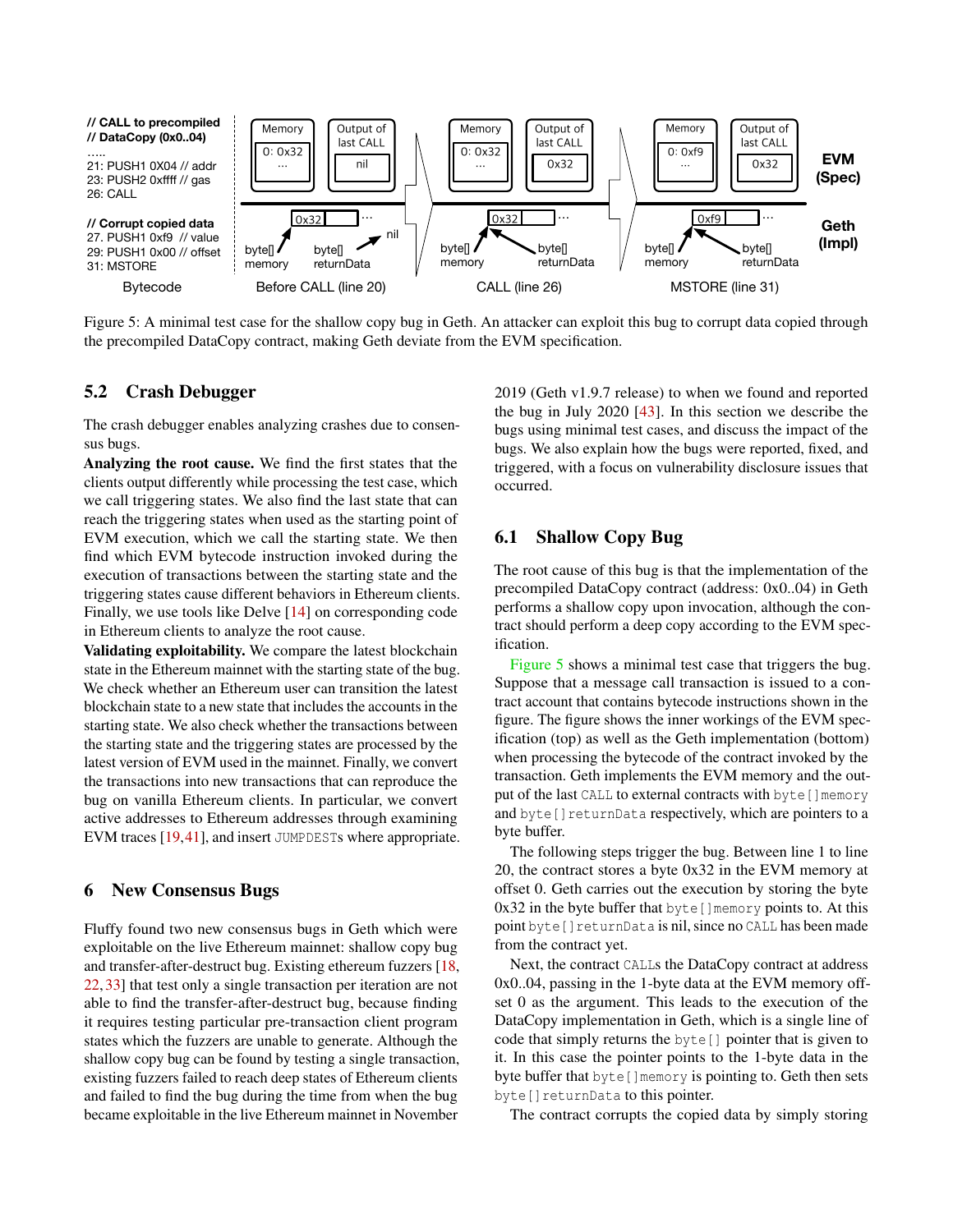// CALL to precompiled
// DataCopy (0x0..04)
.....
21: PUSH1 0X04 // addr
23: PUSH2 0xffff // gas
26: CALL

// Corrupt copied data
27. PUSH1 0xf9 // value
29: PUSH1 0x00 // offset
31: MSTORE

Figure 5: A minimal test case for the shallow copy bug in Geth. An attacker can exploit this bug to corrupt data copied through the precompiled DataCopy contract, making Geth deviate from the EVM specification.

## 5.2 Crash Debugger

The crash debugger enables analyzing crashes due to consensus bugs.

**Analyzing the root cause.** We find the first states that the clients output differently while processing the test case, which we call triggering states. We also find the last state that can reach the triggering states when used as the starting point of EVM execution, which we call the starting state. We then find which EVM bytecode instruction invoked during the execution of transactions between the starting state and the triggering states cause different behaviors in Ethereum clients. Finally, we use tools like Delve [14] on corresponding code in Ethereum clients to analyze the root cause.

**Validating exploitability.** We compare the latest blockchain state in the Ethereum mainnet with the starting state of the bug. We check whether an Ethereum user can transition the latest blockchain state to a new state that includes the accounts in the starting state. We also check whether the transactions between the starting state and the triggering states are processed by the latest version of EVM used in the mainnet. Finally, we convert the transactions into new transactions that can reproduce the bug on vanilla Ethereum clients. In particular, we convert active addresses to Ethereum addresses through examining EVM traces [19,41], and insert `JUMPDEST`s where appropriate.

# 6 New Consensus Bugs

Fluffy found two new consensus bugs in Geth which were exploitable on the live Ethereum mainnet: shallow copy bug and transfer-after-destruct bug. Existing ethereum fuzzers [18, 22, 33] that test only a single transaction per iteration are not able to find the transfer-after-destruct bug, because finding it requires testing particular pre-transaction client program states which the fuzzers are unable to generate. Although the shallow copy bug can be found by testing a single transaction, existing fuzzers failed to reach deep states of Ethereum clients and failed to find the bug during the time from when the bug became exploitable in the live Ethereum mainnet in November 2019 (Geth v1.9.7 release) to when we found and reported the bug in July 2020 [43]. In this section we describe the bugs using minimal test cases, and discuss the impact of the bugs. We also explain how the bugs were reported, fixed, and triggered, with a focus on vulnerability disclosure issues that occurred.

## 6.1 Shallow Copy Bug

The root cause of this bug is that the implementation of the precompiled DataCopy contract (address: 0x0..04) in Geth performs a shallow copy upon invocation, although the contract should perform a deep copy according to the EVM specification.

Figure 5 shows a minimal test case that triggers the bug. Suppose that a message call transaction is issued to a contract account that contains bytecode instructions shown in the figure. The figure shows the inner workings of the EVM specification (top) as well as the Geth implementation (bottom) when processing the bytecode of the contract invoked by the transaction. Geth implements the EVM memory and the output of the last `CALL` to external contracts with `byte[]memory` and `byte[]returnData` respectively, which are pointers to a byte buffer.

The following steps trigger the bug. Between line 1 to line 20, the contract stores a byte 0x32 in the EVM memory at offset 0. Geth carries out the execution by storing the byte 0x32 in the byte buffer that `byte[]memory` points to. At this point `byte[]returnData` is nil, since no `CALL` has been made from the contract yet.

Next, the contract `CALL`s the DataCopy contract at address 0x0..04, passing in the 1-byte data at the EVM memory offset 0 as the argument. This leads to the execution of the DataCopy implementation in Geth, which is a single line of code that simply returns the `byte[]` pointer that is given to it. In this case the pointer points to the 1-byte data in the byte buffer that `byte[]memory` is pointing to. Geth then sets `byte[]returnData` to this pointer.

The contract corrupts the copied data by simply storing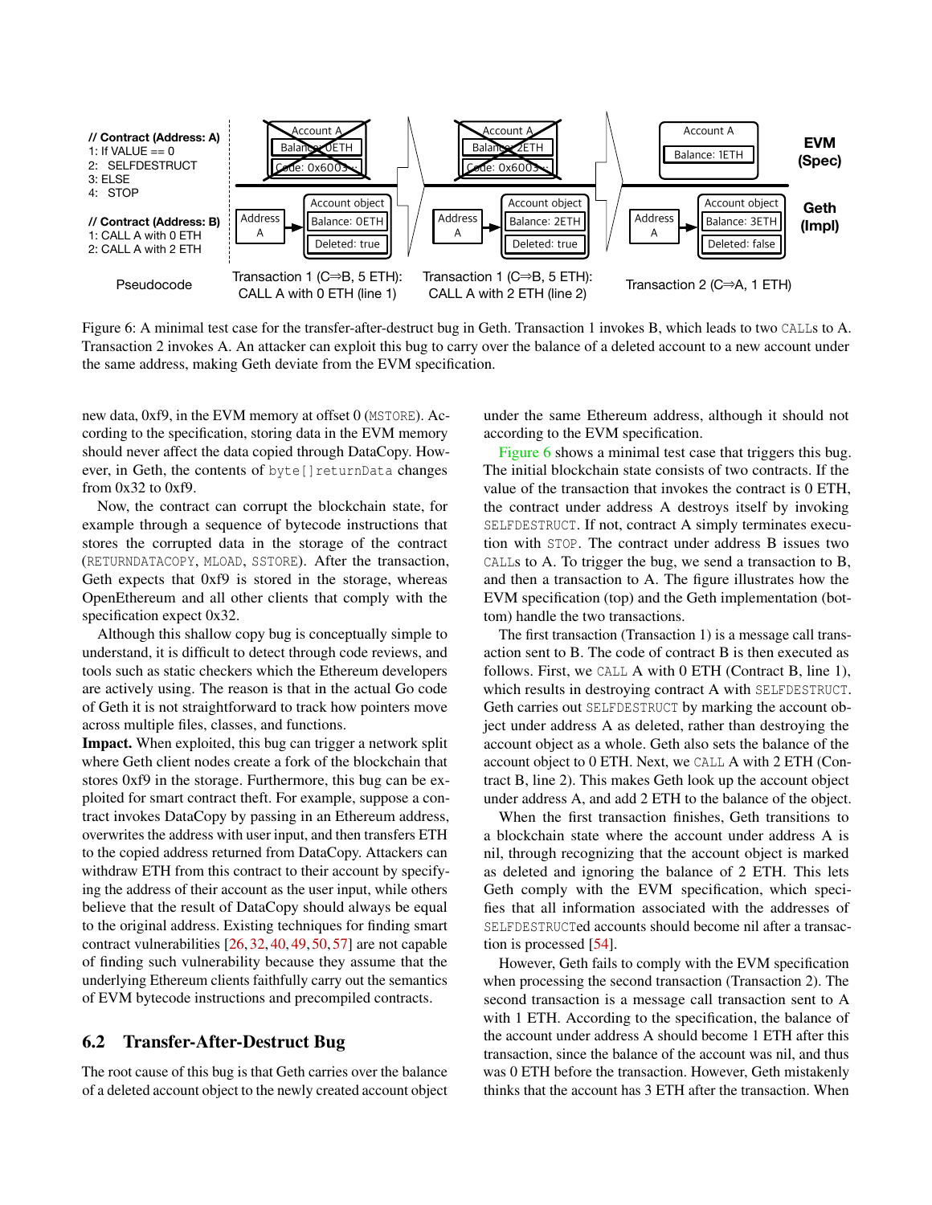Figure 6: A minimal test case for the transfer-after-destruct bug in Geth. Transaction 1 invokes B, which leads to two CALLs to A. Transaction 2 invokes A. An attacker can exploit this bug to carry over the balance of a deleted account to a new account under the same address, making Geth deviate from the EVM specification.

new data, 0xf9, in the EVM memory at offset 0 (MSTORE). According to the specification, storing data in the EVM memory should never affect the data copied through DataCopy. However, in Geth, the contents of `byte[]returnData` changes from 0x32 to 0xf9.

Now, the contract can corrupt the blockchain state, for example through a sequence of bytecode instructions that stores the corrupted data in the storage of the contract (RETURNDATACOPY, MLOAD, SSTORE). After the transaction, Geth expects that 0xf9 is stored in the storage, whereas OpenEthereum and all other clients that comply with the specification expect 0x32.

Although this shallow copy bug is conceptually simple to understand, it is difficult to detect through code reviews, and tools such as static checkers which the Ethereum developers are actively using. The reason is that in the actual Go code of Geth it is not straightforward to track how pointers move across multiple files, classes, and functions.

**Impact.** When exploited, this bug can trigger a network split where Geth client nodes create a fork of the blockchain that stores 0xf9 in the storage. Furthermore, this bug can be exploited for smart contract theft. For example, suppose a contract invokes DataCopy by passing in an Ethereum address, overwrites the address with user input, and then transfers ETH to the copied address returned from DataCopy. Attackers can withdraw ETH from this contract to their account by specifying the address of their account as the user input, while others believe that the result of DataCopy should always be equal to the original address. Existing techniques for finding smart contract vulnerabilities [26, 32, 40, 49, 50, 57] are not capable of finding such vulnerability because they assume that the underlying Ethereum clients faithfully carry out the semantics of EVM bytecode instructions and precompiled contracts.

## 6.2 Transfer-After-Destruct Bug

The root cause of this bug is that Geth carries over the balance of a deleted account object to the newly created account object under the same Ethereum address, although it should not according to the EVM specification.

Figure 6 shows a minimal test case that triggers this bug. The initial blockchain state consists of two contracts. If the value of the transaction that invokes the contract is 0 ETH, the contract under address A destroys itself by invoking SELFDESTRUCT. If not, contract A simply terminates execution with STOP. The contract under address B issues two CALLs to A. To trigger the bug, we send a transaction to B, and then a transaction to A. The figure illustrates how the EVM specification (top) and the Geth implementation (bottom) handle the two transactions.

The first transaction (Transaction 1) is a message call transaction sent to B. The code of contract B is then executed as follows. First, we CALL A with 0 ETH (Contract B, line 1), which results in destroying contract A with SELFDESTRUCT. Geth carries out SELFDESTRUCT by marking the account object under address A as deleted, rather than destroying the account object as a whole. Geth also sets the balance of the account object to 0 ETH. Next, we CALL A with 2 ETH (Contract B, line 2). This makes Geth look up the account object under address A, and add 2 ETH to the balance of the object.

When the first transaction finishes, Geth transitions to a blockchain state where the account under address A is nil, through recognizing that the account object is marked as deleted and ignoring the balance of 2 ETH. This lets Geth comply with the EVM specification, which specifies that all information associated with the addresses of SELFDESTRUCTed accounts should become nil after a transaction is processed [54].

However, Geth fails to comply with the EVM specification when processing the second transaction (Transaction 2). The second transaction is a message call transaction sent to A with 1 ETH. According to the specification, the balance of the account under address A should become 1 ETH after this transaction, since the balance of the account was nil, and thus was 0 ETH before the transaction. However, Geth mistakenly thinks that the account has 3 ETH after the transaction. When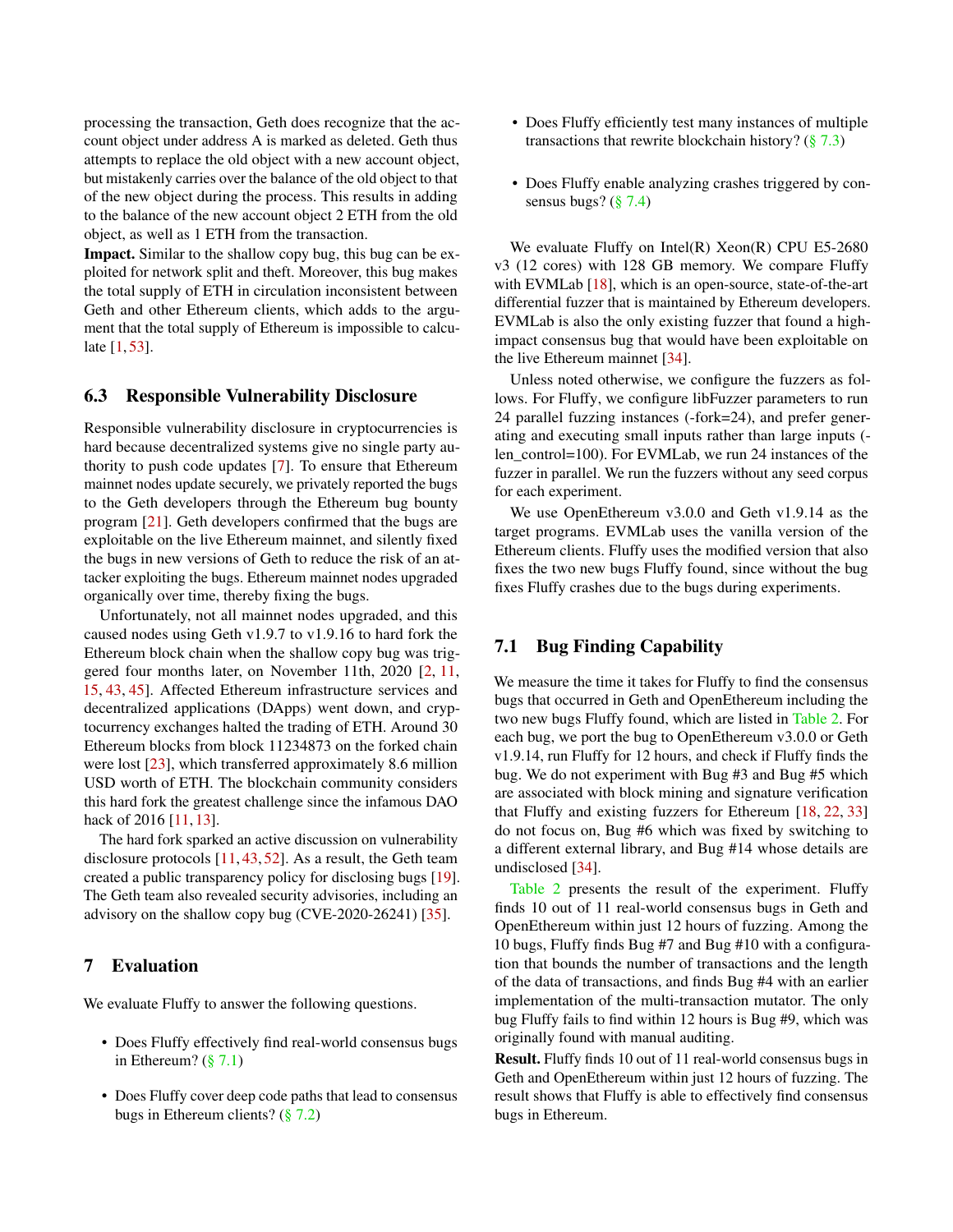processing the transaction, Geth does recognize that the account object under address A is marked as deleted. Geth thus attempts to replace the old object with a new account object, but mistakenly carries over the balance of the old object to that of the new object during the process. This results in adding to the balance of the new account object 2 ETH from the old object, as well as 1 ETH from the transaction.

**Impact.** Similar to the shallow copy bug, this bug can be exploited for network split and theft. Moreover, this bug makes the total supply of ETH in circulation inconsistent between Geth and other Ethereum clients, which adds to the argument that the total supply of Ethereum is impossible to calculate [1, 53].

### 6.3 Responsible Vulnerability Disclosure

Responsible vulnerability disclosure in cryptocurrencies is hard because decentralized systems give no single party authority to push code updates [7]. To ensure that Ethereum mainnet nodes update securely, we privately reported the bugs to the Geth developers through the Ethereum bug bounty program [21]. Geth developers confirmed that the bugs are exploitable on the live Ethereum mainnet, and silently fixed the bugs in new versions of Geth to reduce the risk of an attacker exploiting the bugs. Ethereum mainnet nodes upgraded organically over time, thereby fixing the bugs.

Unfortunately, not all mainnet nodes upgraded, and this caused nodes using Geth v1.9.7 to v1.9.16 to hard fork the Ethereum block chain when the shallow copy bug was triggered four months later, on November 11th, 2020 [2, 11, 15, 43, 45]. Affected Ethereum infrastructure services and decentralized applications (DApps) went down, and cryptocurrency exchanges halted the trading of ETH. Around 30 Ethereum blocks from block 11234873 on the forked chain were lost [23], which transferred approximately 8.6 million USD worth of ETH. The blockchain community considers this hard fork the greatest challenge since the infamous DAO hack of 2016 [11, 13].

The hard fork sparked an active discussion on vulnerability disclosure protocols [11, 43, 52]. As a result, the Geth team created a public transparency policy for disclosing bugs [19]. The Geth team also revealed security advisories, including an advisory on the shallow copy bug (CVE-2020-26241) [35].

## 7 Evaluation

We evaluate Fluffy to answer the following questions.

- Does Fluffy effectively find real-world consensus bugs in Ethereum? (§ 7.1)
- Does Fluffy cover deep code paths that lead to consensus bugs in Ethereum clients? (§ 7.2)
- Does Fluffy efficiently test many instances of multiple transactions that rewrite blockchain history? (§ 7.3)
- Does Fluffy enable analyzing crashes triggered by consensus bugs? (§ 7.4)

We evaluate Fluffy on Intel(R) Xeon(R) CPU E5-2680 v3 (12 cores) with 128 GB memory. We compare Fluffy with EVMLab [18], which is an open-source, state-of-the-art differential fuzzer that is maintained by Ethereum developers. EVMLab is also the only existing fuzzer that found a high-impact consensus bug that would have been exploitable on the live Ethereum mainnet [34].

Unless noted otherwise, we configure the fuzzers as follows. For Fluffy, we configure libFuzzer parameters to run 24 parallel fuzzing instances (-fork=24), and prefer generating and executing small inputs rather than large inputs (-len_control=100). For EVMLab, we run 24 instances of the fuzzer in parallel. We run the fuzzers without any seed corpus for each experiment.

We use OpenEthereum v3.0.0 and Geth v1.9.14 as the target programs. EVMLab uses the vanilla version of the Ethereum clients. Fluffy uses the modified version that also fixes the two new bugs Fluffy found, since without the bug fixes Fluffy crashes due to the bugs during experiments.

### 7.1 Bug Finding Capability

We measure the time it takes for Fluffy to find the consensus bugs that occurred in Geth and OpenEthereum including the two new bugs Fluffy found, which are listed in Table 2. For each bug, we port the bug to OpenEthereum v3.0.0 or Geth v1.9.14, run Fluffy for 12 hours, and check if Fluffy finds the bug. We do not experiment with Bug #3 and Bug #5 which are associated with block mining and signature verification that Fluffy and existing fuzzers for Ethereum [18, 22, 33] do not focus on, Bug #6 which was fixed by switching to a different external library, and Bug #14 whose details are undisclosed [34].

Table 2 presents the result of the experiment. Fluffy finds 10 out of 11 real-world consensus bugs in Geth and OpenEthereum within just 12 hours of fuzzing. Among the 10 bugs, Fluffy finds Bug #7 and Bug #10 with a configuration that bounds the number of transactions and the length of the data of transactions, and finds Bug #4 with an earlier implementation of the multi-transaction mutator. The only bug Fluffy fails to find within 12 hours is Bug #9, which was originally found with manual auditing.

**Result.** Fluffy finds 10 out of 11 real-world consensus bugs in Geth and OpenEthereum within just 12 hours of fuzzing. The result shows that Fluffy is able to effectively find consensus bugs in Ethereum.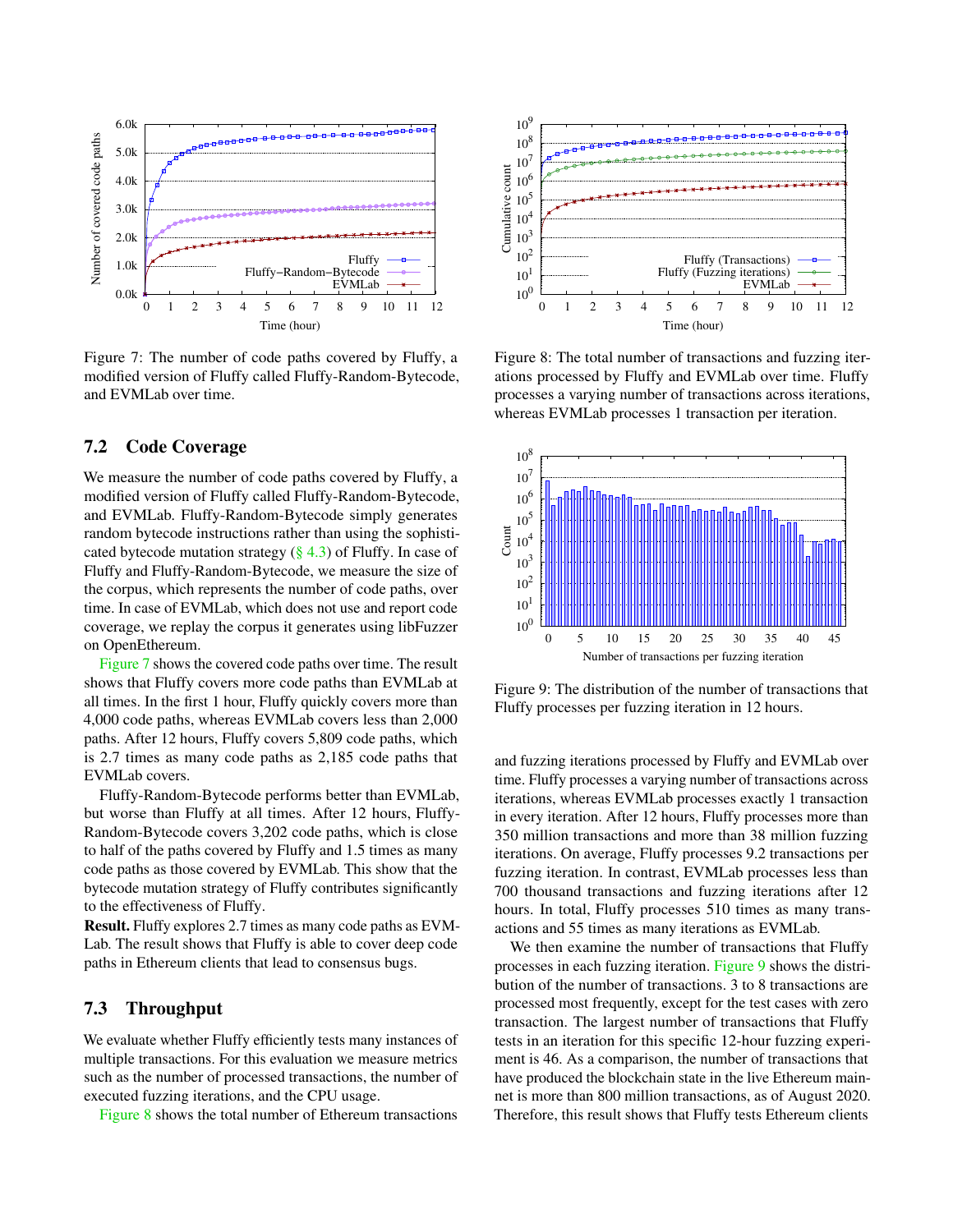Figure 7: The number of code paths covered by Fluffy, a modified version of Fluffy called Fluffy-Random-Bytecode, and EVMLab over time.

Figure 8: The total number of transactions and fuzzing iterations processed by Fluffy and EVMLab over time. Fluffy processes a varying number of transactions across iterations, whereas EVMLab processes 1 transaction per iteration.

Figure 9: The distribution of the number of transactions that Fluffy processes per fuzzing iteration in 12 hours.

## 7.2 Code Coverage

We measure the number of code paths covered by Fluffy, a modified version of Fluffy called Fluffy-Random-Bytecode, and EVMLab. Fluffy-Random-Bytecode simply generates random bytecode instructions rather than using the sophisticated bytecode mutation strategy (§ 4.3) of Fluffy. In case of Fluffy and Fluffy-Random-Bytecode, we measure the size of the corpus, which represents the number of code paths, over time. In case of EVMLab, which does not use and report code coverage, we replay the corpus it generates using libFuzzer on OpenEthereum.

Figure 7 shows the covered code paths over time. The result shows that Fluffy covers more code paths than EVMLab at all times. In the first 1 hour, Fluffy quickly covers more than 4,000 code paths, whereas EVMLab covers less than 2,000 paths. After 12 hours, Fluffy covers 5,809 code paths, which is 2.7 times as many code paths as 2,185 code paths that EVMLab covers.

Fluffy-Random-Bytecode performs better than EVMLab, but worse than Fluffy at all times. After 12 hours, Fluffy-Random-Bytecode covers 3,202 code paths, which is close to half of the paths covered by Fluffy and 1.5 times as many code paths as those covered by EVMLab. This show that the bytecode mutation strategy of Fluffy contributes significantly to the effectiveness of Fluffy.

**Result.** Fluffy explores 2.7 times as many code paths as EVMLab. The result shows that Fluffy is able to cover deep code paths in Ethereum clients that lead to consensus bugs.

## 7.3 Throughput

We evaluate whether Fluffy efficiently tests many instances of multiple transactions. For this evaluation we measure metrics such as the number of processed transactions, the number of executed fuzzing iterations, and the CPU usage.

Figure 8 shows the total number of Ethereum transactions and fuzzing iterations processed by Fluffy and EVMLab over time. Fluffy processes a varying number of transactions across iterations, whereas EVMLab processes exactly 1 transaction in every iteration. After 12 hours, Fluffy processes more than 350 million transactions and more than 38 million fuzzing iterations. On average, Fluffy processes 9.2 transactions per fuzzing iteration. In contrast, EVMLab processes less than 700 thousand transactions and fuzzing iterations after 12 hours. In total, Fluffy processes 510 times as many transactions and 55 times as many iterations as EVMLab.

We then examine the number of transactions that Fluffy processes in each fuzzing iteration. Figure 9 shows the distribution of the number of transactions. 3 to 8 transactions are processed most frequently, except for the test cases with zero transaction. The largest number of transactions that Fluffy tests in an iteration for this specific 12-hour fuzzing experiment is 46. As a comparison, the number of transactions that have produced the blockchain state in the live Ethereum mainnet is more than 800 million transactions, as of August 2020. Therefore, this result shows that Fluffy tests Ethereum clients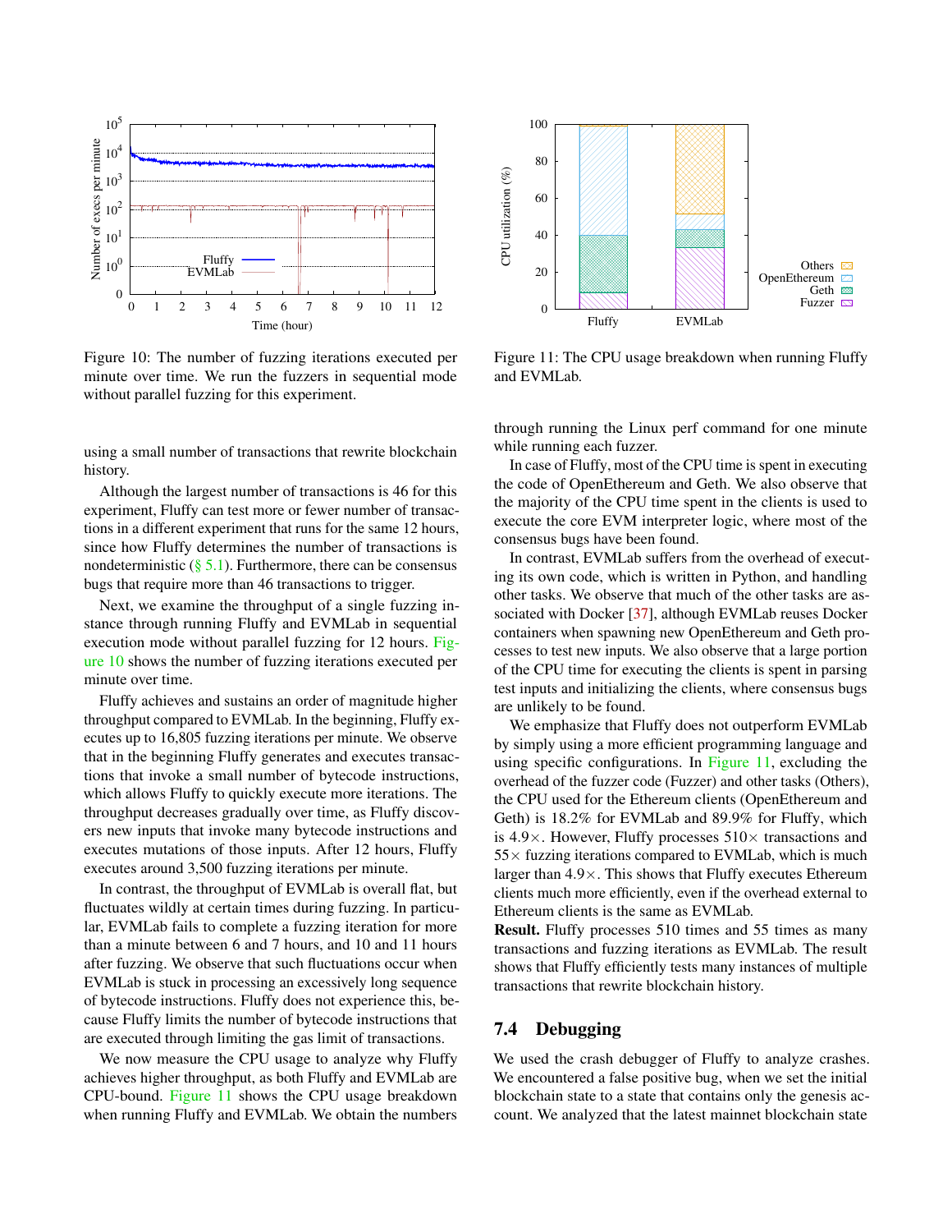Figure 10: The number of fuzzing iterations executed per minute over time. We run the fuzzers in sequential mode without parallel fuzzing for this experiment.

Figure 11: The CPU usage breakdown when running Fluffy and EVMLab.

using a small number of transactions that rewrite blockchain history.

Although the largest number of transactions is 46 for this experiment, Fluffy can test more or fewer number of transactions in a different experiment that runs for the same 12 hours, since how Fluffy determines the number of transactions is nondeterministic (§ 5.1). Furthermore, there can be consensus bugs that require more than 46 transactions to trigger.

Next, we examine the throughput of a single fuzzing instance through running Fluffy and EVMLab in sequential execution mode without parallel fuzzing for 12 hours. Figure 10 shows the number of fuzzing iterations executed per minute over time.

Fluffy achieves and sustains an order of magnitude higher throughput compared to EVMLab. In the beginning, Fluffy executes up to 16,805 fuzzing iterations per minute. We observe that in the beginning Fluffy generates and executes transactions that invoke a small number of bytecode instructions, which allows Fluffy to quickly execute more iterations. The throughput decreases gradually over time, as Fluffy discovers new inputs that invoke many bytecode instructions and executes mutations of those inputs. After 12 hours, Fluffy executes around 3,500 fuzzing iterations per minute.

In contrast, the throughput of EVMLab is overall flat, but fluctuates wildly at certain times during fuzzing. In particular, EVMLab fails to complete a fuzzing iteration for more than a minute between 6 and 7 hours, and 10 and 11 hours after fuzzing. We observe that such fluctuations occur when EVMLab is stuck in processing an excessively long sequence of bytecode instructions. Fluffy does not experience this, because Fluffy limits the number of bytecode instructions that are executed through limiting the gas limit of transactions.

We now measure the CPU usage to analyze why Fluffy achieves higher throughput, as both Fluffy and EVMLab are CPU-bound. Figure 11 shows the CPU usage breakdown when running Fluffy and EVMLab. We obtain the numbers through running the Linux perf command for one minute while running each fuzzer.

In case of Fluffy, most of the CPU time is spent in executing the code of OpenEthereum and Geth. We also observe that the majority of the CPU time spent in the clients is used to execute the core EVM interpreter logic, where most of the consensus bugs have been found.

In contrast, EVMLab suffers from the overhead of executing its own code, which is written in Python, and handling other tasks. We observe that much of the other tasks are associated with Docker [37], although EVMLab reuses Docker containers when spawning new OpenEthereum and Geth processes to test new inputs. We also observe that a large portion of the CPU time for executing the clients is spent in parsing test inputs and initializing the clients, where consensus bugs are unlikely to be found.

We emphasize that Fluffy does not outperform EVMLab by simply using a more efficient programming language and using specific configurations. In Figure 11, excluding the overhead of the fuzzer code (Fuzzer) and other tasks (Others), the CPU used for the Ethereum clients (OpenEthereum and Geth) is 18.2% for EVMLab and 89.9% for Fluffy, which is 4.9×. However, Fluffy processes 510× transactions and 55× fuzzing iterations compared to EVMLab, which is much larger than 4.9×. This shows that Fluffy executes Ethereum clients much more efficiently, even if the overhead external to Ethereum clients is the same as EVMLab.

**Result.** Fluffy processes 510 times and 55 times as many transactions and fuzzing iterations as EVMLab. The result shows that Fluffy efficiently tests many instances of multiple transactions that rewrite blockchain history.

## 7.4 Debugging

We used the crash debugger of Fluffy to analyze crashes. We encountered a false positive bug, when we set the initial blockchain state to a state that contains only the genesis account. We analyzed that the latest mainnet blockchain state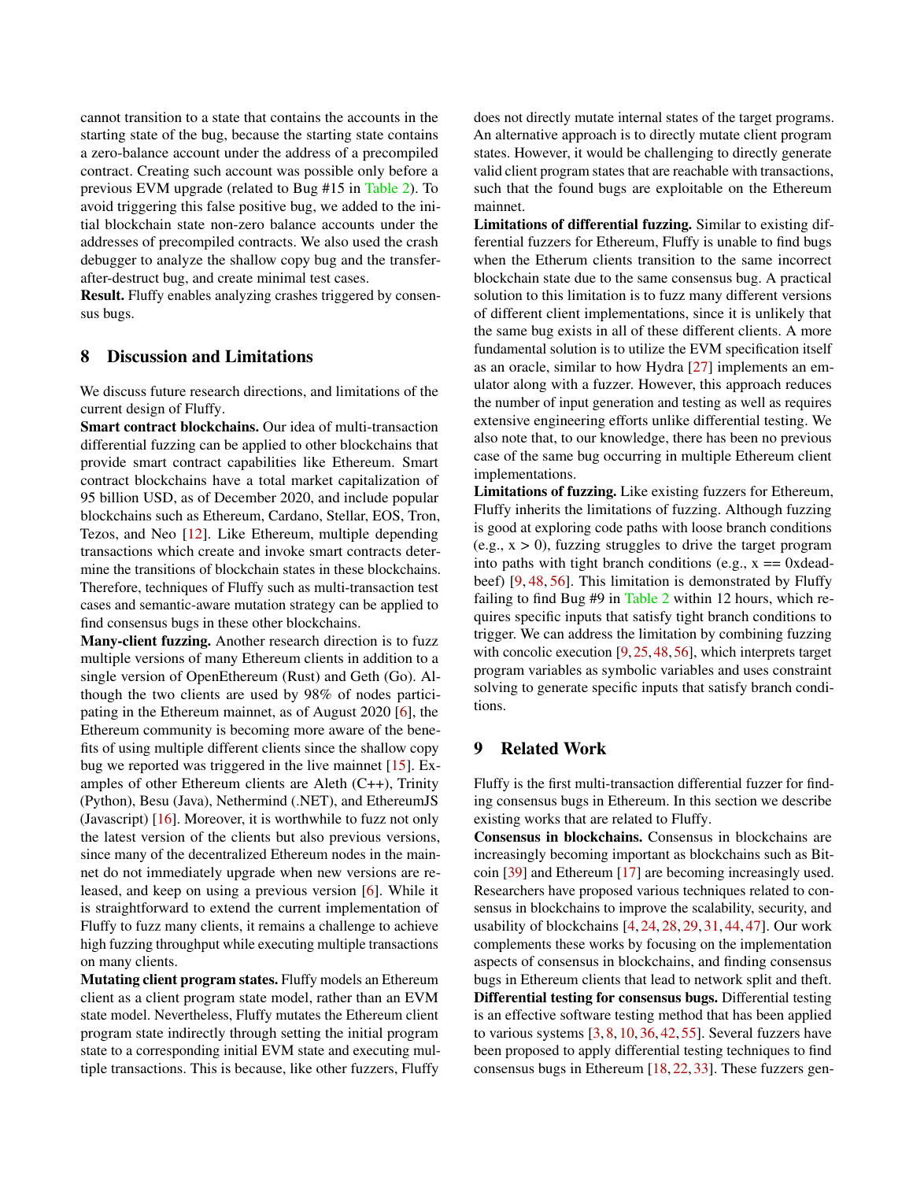cannot transition to a state that contains the accounts in the starting state of the bug, because the starting state contains a zero-balance account under the address of a precompiled contract. Creating such account was possible only before a previous EVM upgrade (related to Bug #15 in Table 2). To avoid triggering this false positive bug, we added to the initial blockchain state non-zero balance accounts under the addresses of precompiled contracts. We also used the crash debugger to analyze the shallow copy bug and the transfer-after-destruct bug, and create minimal test cases.

**Result.** Fluffy enables analyzing crashes triggered by consensus bugs.

## 8 Discussion and Limitations

We discuss future research directions, and limitations of the current design of Fluffy.

**Smart contract blockchains.** Our idea of multi-transaction differential fuzzing can be applied to other blockchains that provide smart contract capabilities like Ethereum. Smart contract blockchains have a total market capitalization of 95 billion USD, as of December 2020, and include popular blockchains such as Ethereum, Cardano, Stellar, EOS, Tron, Tezos, and Neo [12]. Like Ethereum, multiple depending transactions which create and invoke smart contracts determine the transitions of blockchain states in these blockchains. Therefore, techniques of Fluffy such as multi-transaction test cases and semantic-aware mutation strategy can be applied to find consensus bugs in these other blockchains.

**Many-client fuzzing.** Another research direction is to fuzz multiple versions of many Ethereum clients in addition to a single version of OpenEthereum (Rust) and Geth (Go). Although the two clients are used by 98% of nodes participating in the Ethereum mainnet, as of August 2020 [6], the Ethereum community is becoming more aware of the benefits of using multiple different clients since the shallow copy bug we reported was triggered in the live mainnet [15]. Examples of other Ethereum clients are Aleth (C++), Trinity (Python), Besu (Java), Nethermind (.NET), and EthereumJS (Javascript) [16]. Moreover, it is worthwhile to fuzz not only the latest version of the clients but also previous versions, since many of the decentralized Ethereum nodes in the mainnet do not immediately upgrade when new versions are released, and keep on using a previous version [6]. While it is straightforward to extend the current implementation of Fluffy to fuzz many clients, it remains a challenge to achieve high fuzzing throughput while executing multiple transactions on many clients.

**Mutating client program states.** Fluffy models an Ethereum client as a client program state model, rather than an EVM state model. Nevertheless, Fluffy mutates the Ethereum client program state indirectly through setting the initial program state to a corresponding initial EVM state and executing multiple transactions. This is because, like other fuzzers, Fluffy does not directly mutate internal states of the target programs. An alternative approach is to directly mutate client program states. However, it would be challenging to directly generate valid client program states that are reachable with transactions, such that the found bugs are exploitable on the Ethereum mainnet.

**Limitations of differential fuzzing.** Similar to existing differential fuzzers for Ethereum, Fluffy is unable to find bugs when the Etherum clients transition to the same incorrect blockchain state due to the same consensus bug. A practical solution to this limitation is to fuzz many different versions of different client implementations, since it is unlikely that the same bug exists in all of these different clients. A more fundamental solution is to utilize the EVM specification itself as an oracle, similar to how Hydra [27] implements an emulator along with a fuzzer. However, this approach reduces the number of input generation and testing as well as requires extensive engineering efforts unlike differential testing. We also note that, to our knowledge, there has been no previous case of the same bug occurring in multiple Ethereum client implementations.

**Limitations of fuzzing.** Like existing fuzzers for Ethereum, Fluffy inherits the limitations of fuzzing. Although fuzzing is good at exploring code paths with loose branch conditions (e.g., x > 0), fuzzing struggles to drive the target program into paths with tight branch conditions (e.g., x == 0xdeadbeef) [9, 48, 56]. This limitation is demonstrated by Fluffy failing to find Bug #9 in Table 2 within 12 hours, which requires specific inputs that satisfy tight branch conditions to trigger. We can address the limitation by combining fuzzing with concolic execution [9, 25, 48, 56], which interprets target program variables as symbolic variables and uses constraint solving to generate specific inputs that satisfy branch conditions.

## 9 Related Work

Fluffy is the first multi-transaction differential fuzzer for finding consensus bugs in Ethereum. In this section we describe existing works that are related to Fluffy.

**Consensus in blockchains.** Consensus in blockchains are increasingly becoming important as blockchains such as Bitcoin [39] and Ethereum [17] are becoming increasingly used. Researchers have proposed various techniques related to consensus in blockchains to improve the scalability, security, and usability of blockchains [4, 24, 28, 29, 31, 44, 47]. Our work complements these works by focusing on the implementation aspects of consensus in blockchains, and finding consensus bugs in Ethereum clients that lead to network split and theft.

**Differential testing for consensus bugs.** Differential testing is an effective software testing method that has been applied to various systems [3, 8, 10, 36, 42, 55]. Several fuzzers have been proposed to apply differential testing techniques to find consensus bugs in Ethereum [18, 22, 33]. These fuzzers gen-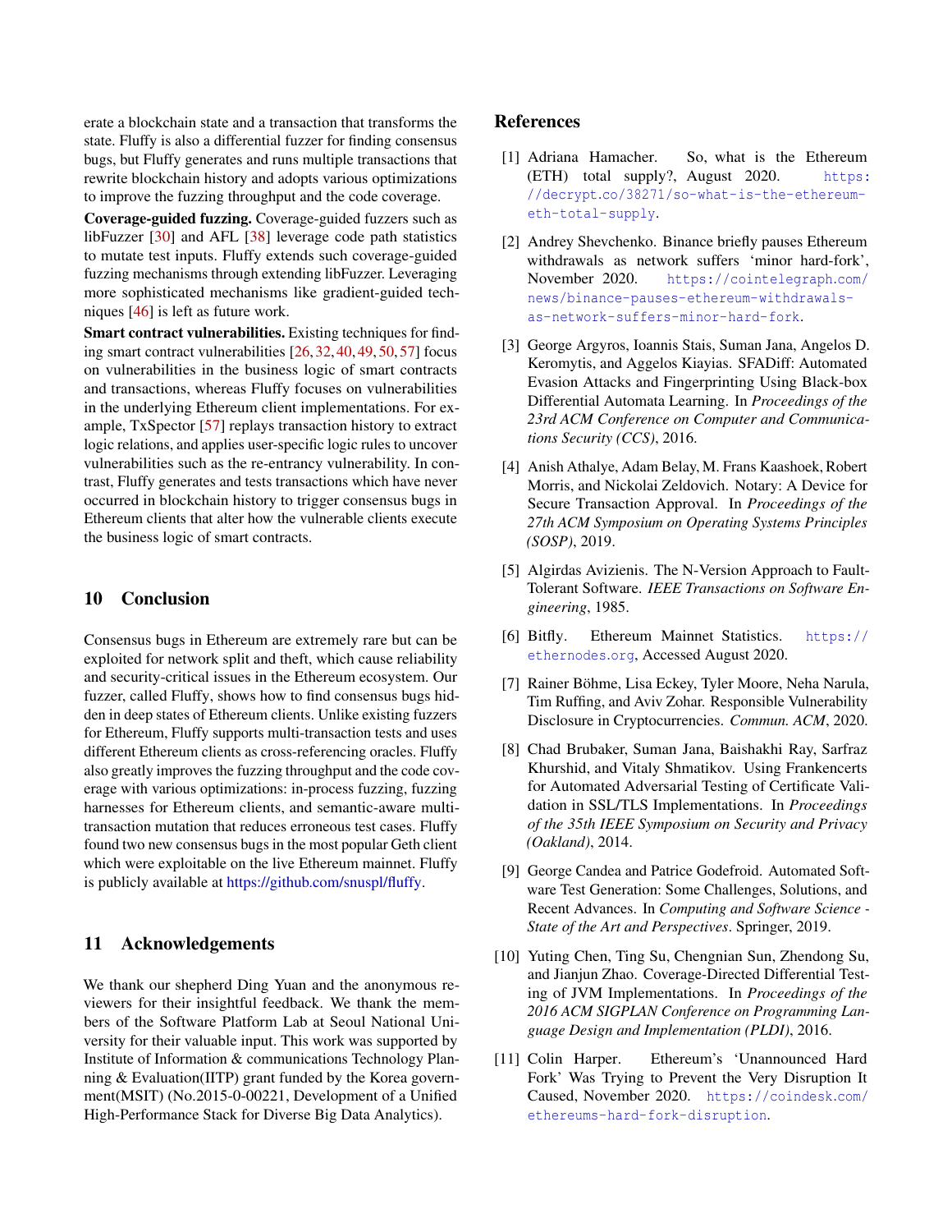erate a blockchain state and a transaction that transforms the state. Fluffy is also a differential fuzzer for finding consensus bugs, but Fluffy generates and runs multiple transactions that rewrite blockchain history and adopts various optimizations to improve the fuzzing throughput and the code coverage.

**Coverage-guided fuzzing.** Coverage-guided fuzzers such as libFuzzer [30] and AFL [38] leverage code path statistics to mutate test inputs. Fluffy extends such coverage-guided fuzzing mechanisms through extending libFuzzer. Leveraging more sophisticated mechanisms like gradient-guided techniques [46] is left as future work.

**Smart contract vulnerabilities.** Existing techniques for finding smart contract vulnerabilities [26, 32, 40, 49, 50, 57] focus on vulnerabilities in the business logic of smart contracts and transactions, whereas Fluffy focuses on vulnerabilities in the underlying Ethereum client implementations. For example, TxSpector [57] replays transaction history to extract logic relations, and applies user-specific logic rules to uncover vulnerabilities such as the re-entrancy vulnerability. In contrast, Fluffy generates and tests transactions which have never occurred in blockchain history to trigger consensus bugs in Ethereum clients that alter how the vulnerable clients execute the business logic of smart contracts.

## 10 Conclusion

Consensus bugs in Ethereum are extremely rare but can be exploited for network split and theft, which cause reliability and security-critical issues in the Ethereum ecosystem. Our fuzzer, called Fluffy, shows how to find consensus bugs hidden in deep states of Ethereum clients. Unlike existing fuzzers for Ethereum, Fluffy supports multi-transaction tests and uses different Ethereum clients as cross-referencing oracles. Fluffy also greatly improves the fuzzing throughput and the code coverage with various optimizations: in-process fuzzing, fuzzing harnesses for Ethereum clients, and semantic-aware multi-transaction mutation that reduces erroneous test cases. Fluffy found two new consensus bugs in the most popular Geth client which were exploitable on the live Ethereum mainnet. Fluffy is publicly available at https://github.com/snuspl/fluffy.

## 11 Acknowledgements

We thank our shepherd Ding Yuan and the anonymous reviewers for their insightful feedback. We thank the members of the Software Platform Lab at Seoul National University for their valuable input. This work was supported by Institute of Information & communications Technology Planning & Evaluation(IITP) grant funded by the Korea government(MSIT) (No.2015-0-00221, Development of a Unified High-Performance Stack for Diverse Big Data Analytics).

## References

[1] Adriana Hamacher. So, what is the Ethereum (ETH) total supply?, August 2020. https://decrypt.co/38271/so-what-is-the-ethereum-eth-total-supply.

[2] Andrey Shevchenko. Binance briefly pauses Ethereum withdrawals as network suffers 'minor hard-fork', November 2020. https://cointelegraph.com/news/binance-pauses-ethereum-withdrawals-as-network-suffers-minor-hard-fork.

[3] George Argyros, Ioannis Stais, Suman Jana, Angelos D. Keromytis, and Aggelos Kiayias. SFADiff: Automated Evasion Attacks and Fingerprinting Using Black-box Differential Automata Learning. In *Proceedings of the 23rd ACM Conference on Computer and Communications Security (CCS)*, 2016.

[4] Anish Athalye, Adam Belay, M. Frans Kaashoek, Robert Morris, and Nickolai Zeldovich. Notary: A Device for Secure Transaction Approval. In *Proceedings of the 27th ACM Symposium on Operating Systems Principles (SOSP)*, 2019.

[5] Algirdas Avizienis. The N-Version Approach to Fault-Tolerant Software. *IEEE Transactions on Software Engineering*, 1985.

[6] Bitfly. Ethereum Mainnet Statistics. https://ethernodes.org, Accessed August 2020.

[7] Rainer Böhme, Lisa Eckey, Tyler Moore, Neha Narula, Tim Ruffing, and Aviv Zohar. Responsible Vulnerability Disclosure in Cryptocurrencies. *Commun. ACM*, 2020.

[8] Chad Brubaker, Suman Jana, Baishakhi Ray, Sarfraz Khurshid, and Vitaly Shmatikov. Using Frankencerts for Automated Adversarial Testing of Certificate Validation in SSL/TLS Implementations. In *Proceedings of the 35th IEEE Symposium on Security and Privacy (Oakland)*, 2014.

[9] George Candea and Patrice Godefroid. Automated Software Test Generation: Some Challenges, Solutions, and Recent Advances. In *Computing and Software Science - State of the Art and Perspectives*. Springer, 2019.

[10] Yuting Chen, Ting Su, Chengnian Sun, Zhendong Su, and Jianjun Zhao. Coverage-Directed Differential Testing of JVM Implementations. In *Proceedings of the 2016 ACM SIGPLAN Conference on Programming Language Design and Implementation (PLDI)*, 2016.

[11] Colin Harper. Ethereum's 'Unannounced Hard Fork' Was Trying to Prevent the Very Disruption It Caused, November 2020. https://coindesk.com/ethereums-hard-fork-disruption.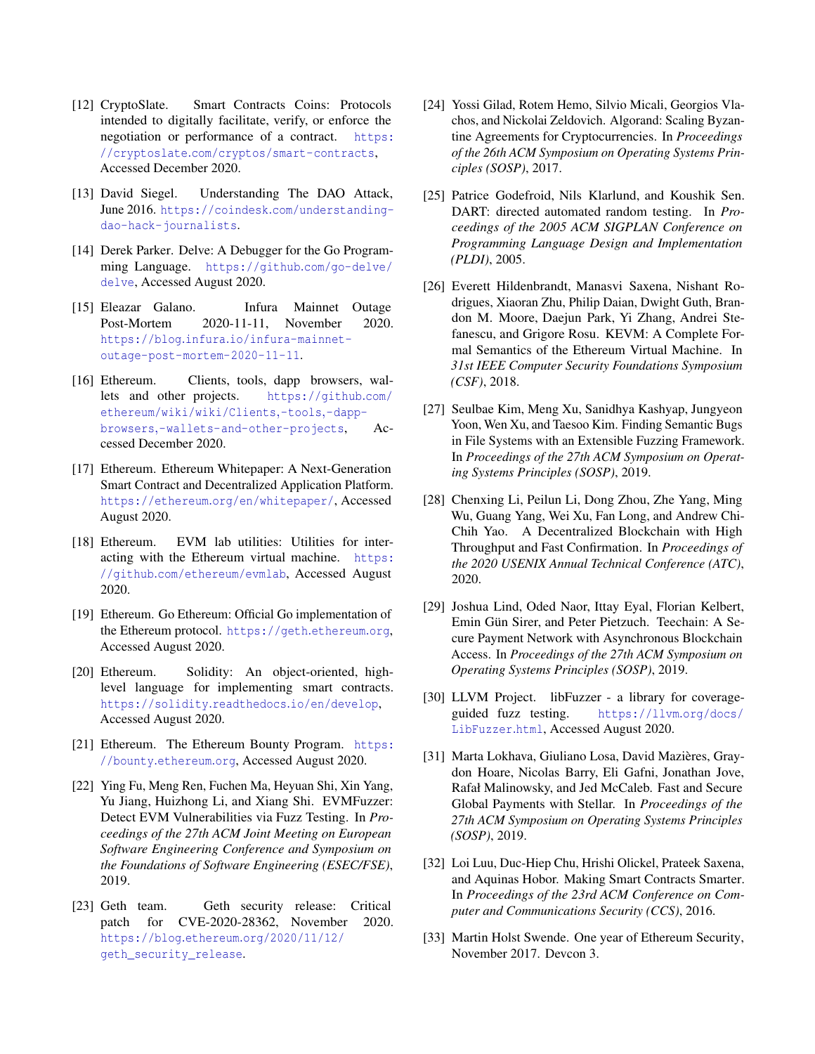[12] CryptoSlate. Smart Contracts Coins: Protocols intended to digitally facilitate, verify, or enforce the negotiation or performance of a contract. https://cryptoslate.com/cryptos/smart-contracts, Accessed December 2020.

[13] David Siegel. Understanding The DAO Attack, June 2016. https://coindesk.com/understanding-dao-hack-journalists.

[14] Derek Parker. Delve: A Debugger for the Go Programming Language. https://github.com/go-delve/delve, Accessed August 2020.

[15] Eleazar Galano. Infura Mainnet Outage Post-Mortem 2020-11-11, November 2020. https://blog.infura.io/infura-mainnet-outage-post-mortem-2020-11-11.

[16] Ethereum. Clients, tools, dapp browsers, wallets and other projects. https://github.com/ethereum/wiki/wiki/Clients,-tools,-dapp-browsers,-wallets-and-other-projects, Accessed December 2020.

[17] Ethereum. Ethereum Whitepaper: A Next-Generation Smart Contract and Decentralized Application Platform. https://ethereum.org/en/whitepaper/, Accessed August 2020.

[18] Ethereum. EVM lab utilities: Utilities for interacting with the Ethereum virtual machine. https://github.com/ethereum/evmlab, Accessed August 2020.

[19] Ethereum. Go Ethereum: Official Go implementation of the Ethereum protocol. https://geth.ethereum.org, Accessed August 2020.

[20] Ethereum. Solidity: An object-oriented, high-level language for implementing smart contracts. https://solidity.readthedocs.io/en/develop, Accessed August 2020.

[21] Ethereum. The Ethereum Bounty Program. https://bounty.ethereum.org, Accessed August 2020.

[22] Ying Fu, Meng Ren, Fuchen Ma, Heyuan Shi, Xin Yang, Yu Jiang, Huizhong Li, and Xiang Shi. EVMFuzzer: Detect EVM Vulnerabilities via Fuzz Testing. In *Proceedings of the 27th ACM Joint Meeting on European Software Engineering Conference and Symposium on the Foundations of Software Engineering (ESEC/FSE)*, 2019.

[23] Geth team. Geth security release: Critical patch for CVE-2020-28362, November 2020. https://blog.ethereum.org/2020/11/12/geth_security_release.

[24] Yossi Gilad, Rotem Hemo, Silvio Micali, Georgios Vlachos, and Nickolai Zeldovich. Algorand: Scaling Byzantine Agreements for Cryptocurrencies. In *Proceedings of the 26th ACM Symposium on Operating Systems Principles (SOSP)*, 2017.

[25] Patrice Godefroid, Nils Klarlund, and Koushik Sen. DART: directed automated random testing. In *Proceedings of the 2005 ACM SIGPLAN Conference on Programming Language Design and Implementation (PLDI)*, 2005.

[26] Everett Hildenbrandt, Manasvi Saxena, Nishant Rodrigues, Xiaoran Zhu, Philip Daian, Dwight Guth, Brandon M. Moore, Daejun Park, Yi Zhang, Andrei Stefanescu, and Grigore Rosu. KEVM: A Complete Formal Semantics of the Ethereum Virtual Machine. In *31st IEEE Computer Security Foundations Symposium (CSF)*, 2018.

[27] Seulbae Kim, Meng Xu, Sanidhya Kashyap, Jungyeon Yoon, Wen Xu, and Taesoo Kim. Finding Semantic Bugs in File Systems with an Extensible Fuzzing Framework. In *Proceedings of the 27th ACM Symposium on Operating Systems Principles (SOSP)*, 2019.

[28] Chenxing Li, Peilun Li, Dong Zhou, Zhe Yang, Ming Wu, Guang Yang, Wei Xu, Fan Long, and Andrew Chi-Chih Yao. A Decentralized Blockchain with High Throughput and Fast Confirmation. In *Proceedings of the 2020 USENIX Annual Technical Conference (ATC)*, 2020.

[29] Joshua Lind, Oded Naor, Ittay Eyal, Florian Kelbert, Emin Gün Sirer, and Peter Pietzuch. Teechain: A Secure Payment Network with Asynchronous Blockchain Access. In *Proceedings of the 27th ACM Symposium on Operating Systems Principles (SOSP)*, 2019.

[30] LLVM Project. libFuzzer - a library for coverage-guided fuzz testing. https://llvm.org/docs/LibFuzzer.html, Accessed August 2020.

[31] Marta Lokhava, Giuliano Losa, David Mazières, Graydon Hoare, Nicolas Barry, Eli Gafni, Jonathan Jove, Rafał Malinowsky, and Jed McCaleb. Fast and Secure Global Payments with Stellar. In *Proceedings of the 27th ACM Symposium on Operating Systems Principles (SOSP)*, 2019.

[32] Loi Luu, Duc-Hiep Chu, Hrishi Olickel, Prateek Saxena, and Aquinas Hobor. Making Smart Contracts Smarter. In *Proceedings of the 23rd ACM Conference on Computer and Communications Security (CCS)*, 2016.

[33] Martin Holst Swende. One year of Ethereum Security, November 2017. Devcon 3.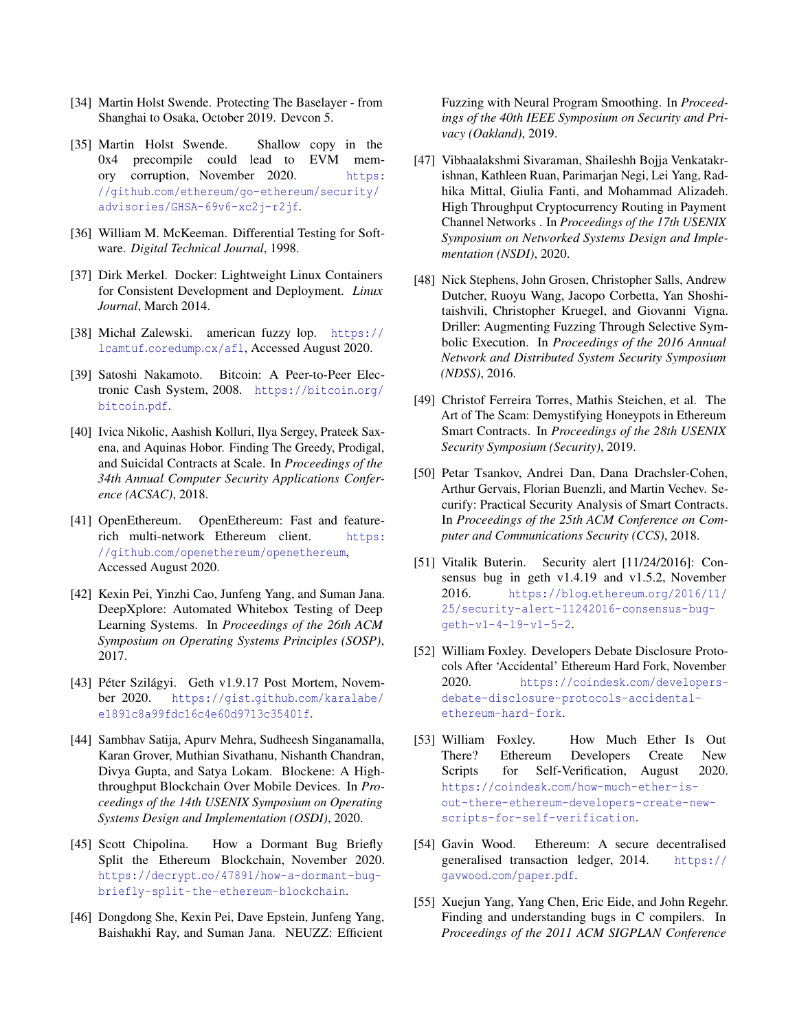[34] Martin Holst Swende. Protecting The Baselayer - from Shanghai to Osaka, October 2019. Devcon 5.

[35] Martin Holst Swende. Shallow copy in the 0x4 precompile could lead to EVM memory corruption, November 2020. https://github.com/ethereum/go-ethereum/security/advisories/GHSA-69v6-xc2j-r2jf.

[36] William M. McKeeman. Differential Testing for Software. *Digital Technical Journal*, 1998.

[37] Dirk Merkel. Docker: Lightweight Linux Containers for Consistent Development and Deployment. *Linux Journal*, March 2014.

[38] Michał Zalewski. american fuzzy lop. https://lcamtuf.coredump.cx/afl, Accessed August 2020.

[39] Satoshi Nakamoto. Bitcoin: A Peer-to-Peer Electronic Cash System, 2008. https://bitcoin.org/bitcoin.pdf.

[40] Ivica Nikolic, Aashish Kolluri, Ilya Sergey, Prateek Saxena, and Aquinas Hobor. Finding The Greedy, Prodigal, and Suicidal Contracts at Scale. In *Proceedings of the 34th Annual Computer Security Applications Conference (ACSAC)*, 2018.

[41] OpenEthereum. OpenEthereum: Fast and feature-rich multi-network Ethereum client. https://github.com/openethereum/openethereum, Accessed August 2020.

[42] Kexin Pei, Yinzhi Cao, Junfeng Yang, and Suman Jana. DeepXplore: Automated Whitebox Testing of Deep Learning Systems. In *Proceedings of the 26th ACM Symposium on Operating Systems Principles (SOSP)*, 2017.

[43] Péter Szilágyi. Geth v1.9.17 Post Mortem, November 2020. https://gist.github.com/karalabe/e1891c8a99fdc16c4e60d9713c35401f.

[44] Sambhav Satija, Apurv Mehra, Sudheesh Singanamalla, Karan Grover, Muthian Sivathanu, Nishanth Chandran, Divya Gupta, and Satya Lokam. Blockene: A High-throughput Blockchain Over Mobile Devices. In *Proceedings of the 14th USENIX Symposium on Operating Systems Design and Implementation (OSDI)*, 2020.

[45] Scott Chipolina. How a Dormant Bug Briefly Split the Ethereum Blockchain, November 2020. https://decrypt.co/47891/how-a-dormant-bug-briefly-split-the-ethereum-blockchain.

[46] Dongdong She, Kexin Pei, Dave Epstein, Junfeng Yang, Baishakhi Ray, and Suman Jana. NEUZZ: Efficient Fuzzing with Neural Program Smoothing. In *Proceedings of the 40th IEEE Symposium on Security and Privacy (Oakland)*, 2019.

[47] Vibhaalakshmi Sivaraman, Shaileshh Bojja Venkatakrishnan, Kathleen Ruan, Parimarjan Negi, Lei Yang, Radhika Mittal, Giulia Fanti, and Mohammad Alizadeh. High Throughput Cryptocurrency Routing in Payment Channel Networks . In *Proceedings of the 17th USENIX Symposium on Networked Systems Design and Implementation (NSDI)*, 2020.

[48] Nick Stephens, John Grosen, Christopher Salls, Andrew Dutcher, Ruoyu Wang, Jacopo Corbetta, Yan Shoshitaishvili, Christopher Kruegel, and Giovanni Vigna. Driller: Augmenting Fuzzing Through Selective Symbolic Execution. In *Proceedings of the 2016 Annual Network and Distributed System Security Symposium (NDSS)*, 2016.

[49] Christof Ferreira Torres, Mathis Steichen, et al. The Art of The Scam: Demystifying Honeypots in Ethereum Smart Contracts. In *Proceedings of the 28th USENIX Security Symposium (Security)*, 2019.

[50] Petar Tsankov, Andrei Dan, Dana Drachsler-Cohen, Arthur Gervais, Florian Buenzli, and Martin Vechev. Securify: Practical Security Analysis of Smart Contracts. In *Proceedings of the 25th ACM Conference on Computer and Communications Security (CCS)*, 2018.

[51] Vitalik Buterin. Security alert [11/24/2016]: Consensus bug in geth v1.4.19 and v1.5.2, November 2016. https://blog.ethereum.org/2016/11/25/security-alert-11242016-consensus-bug-geth-v1-4-19-v1-5-2.

[52] William Foxley. Developers Debate Disclosure Protocols After 'Accidental' Ethereum Hard Fork, November 2020. https://coindesk.com/developers-debate-disclosure-protocols-accidental-ethereum-hard-fork.

[53] William Foxley. How Much Ether Is Out There? Ethereum Developers Create New Scripts for Self-Verification, August 2020. https://coindesk.com/how-much-ether-is-out-there-ethereum-developers-create-new-scripts-for-self-verification.

[54] Gavin Wood. Ethereum: A secure decentralised generalised transaction ledger, 2014. https://gavwood.com/paper.pdf.

[55] Xuejun Yang, Yang Chen, Eric Eide, and John Regehr. Finding and understanding bugs in C compilers. In *Proceedings of the 2011 ACM SIGPLAN Conference*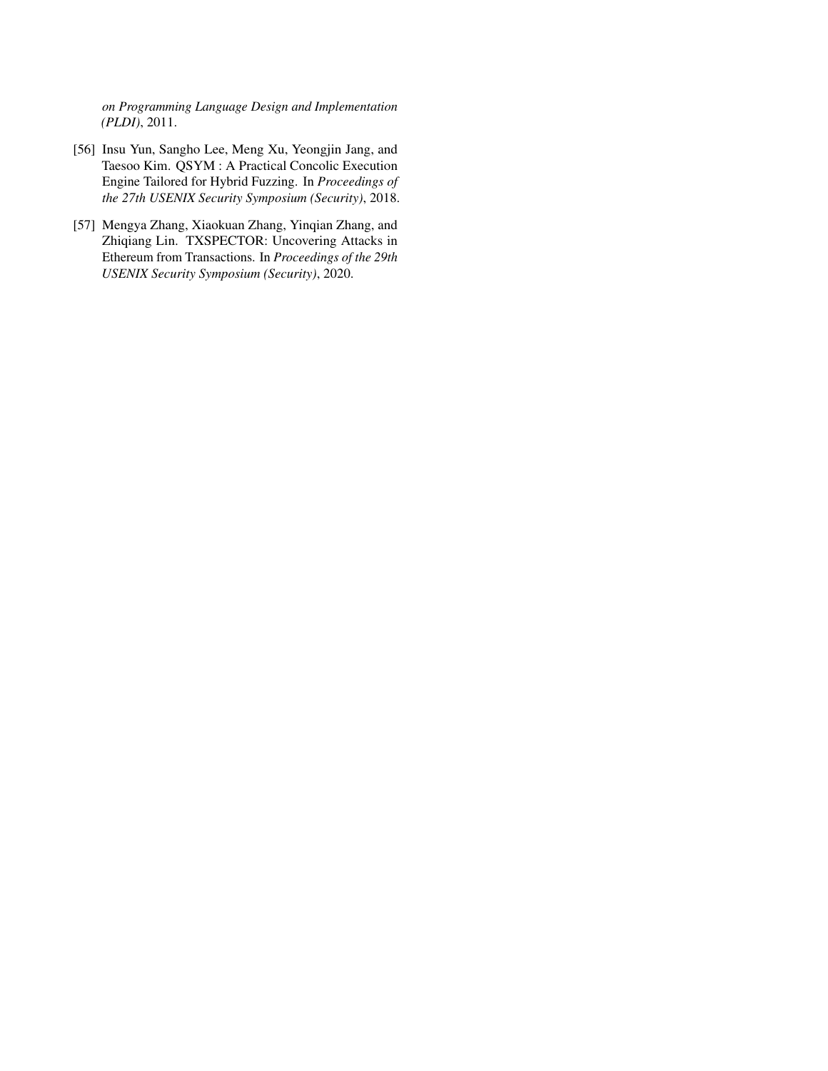*on Programming Language Design and Implementation (PLDI)*, 2011.

[56] Insu Yun, Sangho Lee, Meng Xu, Yeongjin Jang, and Taesoo Kim. QSYM : A Practical Concolic Execution Engine Tailored for Hybrid Fuzzing. In *Proceedings of the 27th USENIX Security Symposium (Security)*, 2018.

[57] Mengya Zhang, Xiaokuan Zhang, Yinqian Zhang, and Zhiqiang Lin. TXSPECTOR: Uncovering Attacks in Ethereum from Transactions. In *Proceedings of the 29th USENIX Security Symposium (Security)*, 2020.